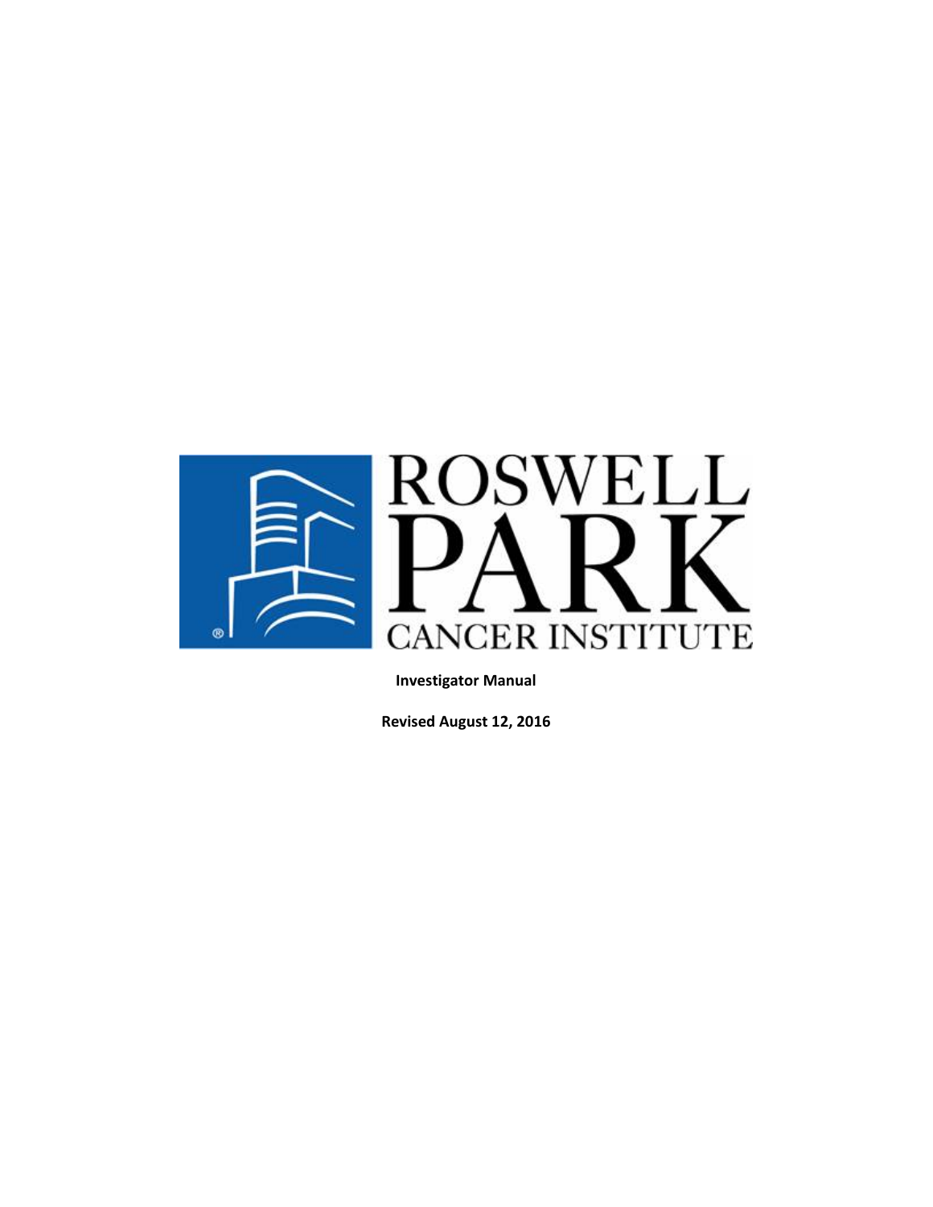ROSWELL PARK CANCER INSTITUTE

**Investigator Manual**

**Revised August 12, 2016**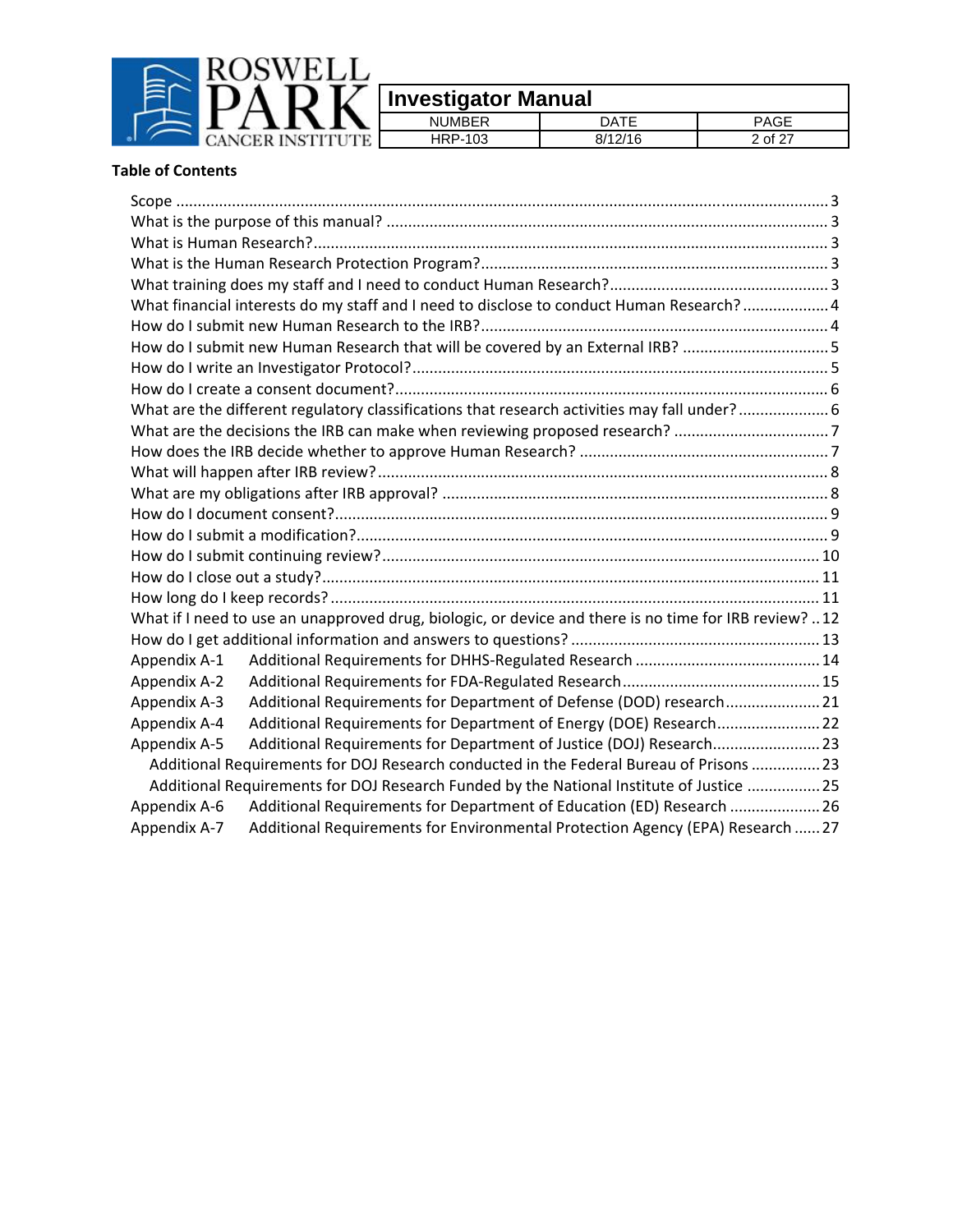**Table of Contents**

- Scope ........................................................................................................................................... 3
- What is the purpose of this manual? ........................................................................................... 3
- What is Human Research? ........................................................................................................... 3
- What is the Human Research Protection Program? ..................................................................... 3
- What training does my staff and I need to conduct Human Research? ........................................ 3
- What financial interests do my staff and I need to disclose to conduct Human Research? .......... 4
- How do I submit new Human Research to the IRB? ..................................................................... 4
- How do I submit new Human Research that will be covered by an External IRB? ....................... 5
- How do I write an Investigator Protocol? ..................................................................................... 5
- How do I create a consent document? ........................................................................................ 6
- What are the different regulatory classifications that research activities may fall under? ........... 6
- What are the decisions the IRB can make when reviewing proposed research? .......................... 7
- How does the IRB decide whether to approve Human Research? ............................................... 7
- What will happen after IRB review? ............................................................................................. 8
- What are my obligations after IRB approval? .............................................................................. 8
- How do I document consent? ...................................................................................................... 9
- How do I submit a modification? ................................................................................................. 9
- How do I submit continuing review? .......................................................................................... 10
- How do I close out a study? ....................................................................................................... 11
- How long do I keep records? ..................................................................................................... 11
- What if I need to use an unapproved drug, biologic, or device and there is no time for IRB review? .. 12
- How do I get additional information and answers to questions? ............................................... 13
- Appendix A-1 Additional Requirements for DHHS-Regulated Research ....................................... 14
- Appendix A-2 Additional Requirements for FDA-Regulated Research .......................................... 15
- Appendix A-3 Additional Requirements for Department of Defense (DOD) research .................... 21
- Appendix A-4 Additional Requirements for Department of Energy (DOE) Research ...................... 22
- Appendix A-5 Additional Requirements for Department of Justice (DOJ) Research ....................... 23
  - Additional Requirements for DOJ Research conducted in the Federal Bureau of Prisons ............... 23
  - Additional Requirements for DOJ Research Funded by the National Institute of Justice ................ 25
- Appendix A-6 Additional Requirements for Department of Education (ED) Research .................... 26
- Appendix A-7 Additional Requirements for Environmental Protection Agency (EPA) Research ...... 27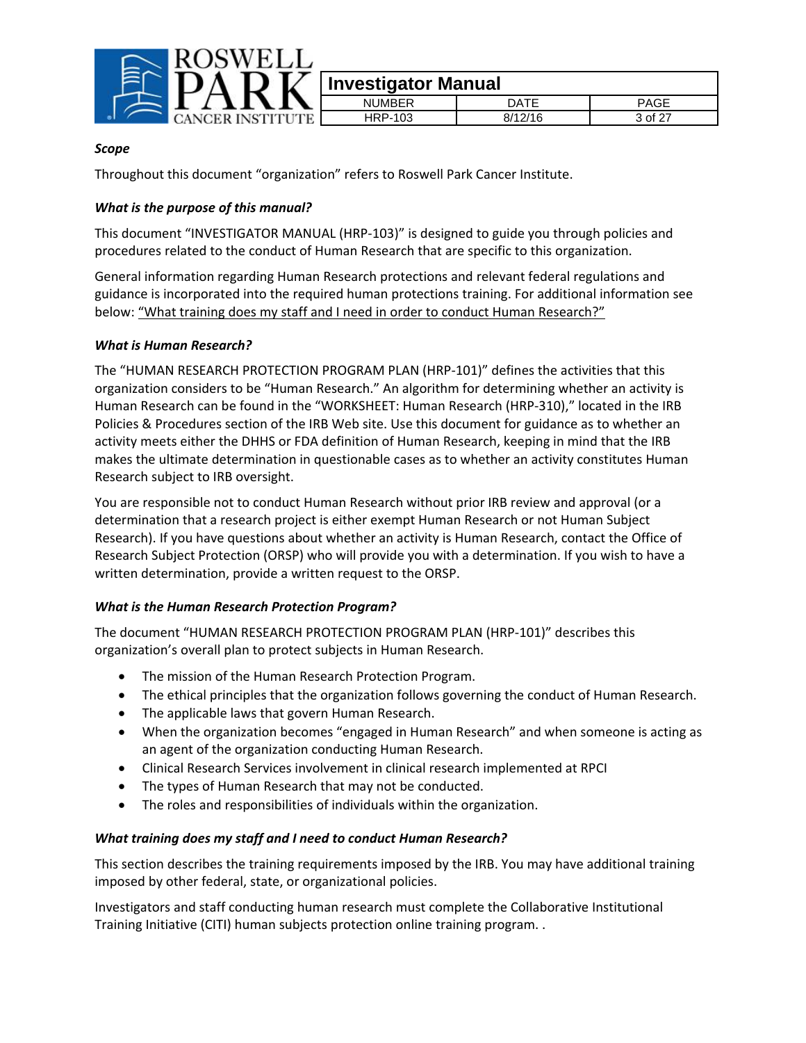***Scope***

Throughout this document "organization" refers to Roswell Park Cancer Institute.

***What is the purpose of this manual?***

This document "INVESTIGATOR MANUAL (HRP-103)" is designed to guide you through policies and procedures related to the conduct of Human Research that are specific to this organization.

General information regarding Human Research protections and relevant federal regulations and guidance is incorporated into the required human protections training. For additional information see below: "What training does my staff and I need in order to conduct Human Research?"

***What is Human Research?***

The "HUMAN RESEARCH PROTECTION PROGRAM PLAN (HRP-101)" defines the activities that this organization considers to be "Human Research." An algorithm for determining whether an activity is Human Research can be found in the "WORKSHEET: Human Research (HRP-310)," located in the IRB Policies & Procedures section of the IRB Web site. Use this document for guidance as to whether an activity meets either the DHHS or FDA definition of Human Research, keeping in mind that the IRB makes the ultimate determination in questionable cases as to whether an activity constitutes Human Research subject to IRB oversight.

You are responsible not to conduct Human Research without prior IRB review and approval (or a determination that a research project is either exempt Human Research or not Human Subject Research). If you have questions about whether an activity is Human Research, contact the Office of Research Subject Protection (ORSP) who will provide you with a determination. If you wish to have a written determination, provide a written request to the ORSP.

***What is the Human Research Protection Program?***

The document "HUMAN RESEARCH PROTECTION PROGRAM PLAN (HRP-101)" describes this organization's overall plan to protect subjects in Human Research.

- The mission of the Human Research Protection Program.
- The ethical principles that the organization follows governing the conduct of Human Research.
- The applicable laws that govern Human Research.
- When the organization becomes "engaged in Human Research" and when someone is acting as an agent of the organization conducting Human Research.
- Clinical Research Services involvement in clinical research implemented at RPCI
- The types of Human Research that may not be conducted.
- The roles and responsibilities of individuals within the organization.

***What training does my staff and I need to conduct Human Research?***

This section describes the training requirements imposed by the IRB. You may have additional training imposed by other federal, state, or organizational policies.

Investigators and staff conducting human research must complete the Collaborative Institutional Training Initiative (CITI) human subjects protection online training program. .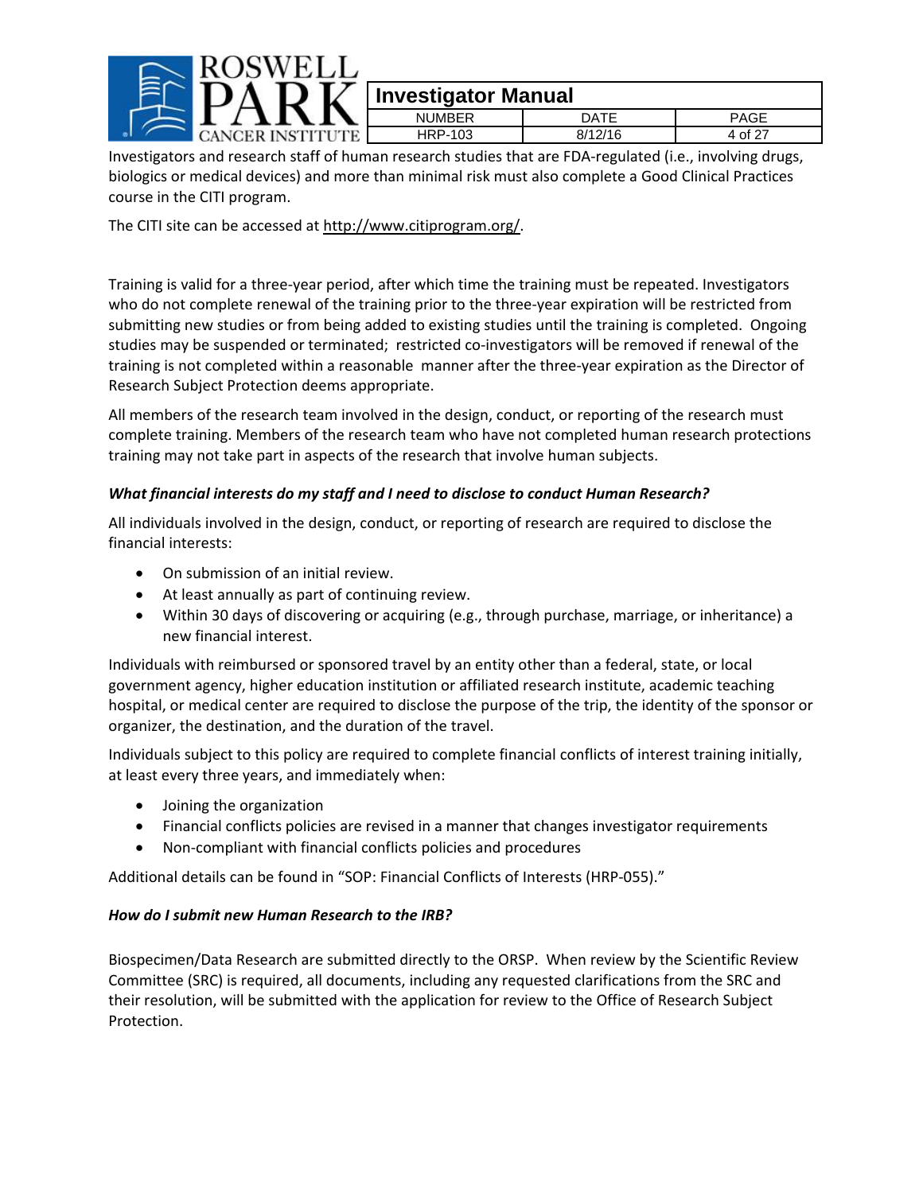Investigators and research staff of human research studies that are FDA-regulated (i.e., involving drugs, biologics or medical devices) and more than minimal risk must also complete a Good Clinical Practices course in the CITI program.

The CITI site can be accessed at http://www.citiprogram.org/.

Training is valid for a three-year period, after which time the training must be repeated. Investigators who do not complete renewal of the training prior to the three-year expiration will be restricted from submitting new studies or from being added to existing studies until the training is completed. Ongoing studies may be suspended or terminated; restricted co-investigators will be removed if renewal of the training is not completed within a reasonable manner after the three-year expiration as the Director of Research Subject Protection deems appropriate.

All members of the research team involved in the design, conduct, or reporting of the research must complete training. Members of the research team who have not completed human research protections training may not take part in aspects of the research that involve human subjects.

***What financial interests do my staff and I need to disclose to conduct Human Research?***

All individuals involved in the design, conduct, or reporting of research are required to disclose the financial interests:

- On submission of an initial review.
- At least annually as part of continuing review.
- Within 30 days of discovering or acquiring (e.g., through purchase, marriage, or inheritance) a new financial interest.

Individuals with reimbursed or sponsored travel by an entity other than a federal, state, or local government agency, higher education institution or affiliated research institute, academic teaching hospital, or medical center are required to disclose the purpose of the trip, the identity of the sponsor or organizer, the destination, and the duration of the travel.

Individuals subject to this policy are required to complete financial conflicts of interest training initially, at least every three years, and immediately when:

- Joining the organization
- Financial conflicts policies are revised in a manner that changes investigator requirements
- Non-compliant with financial conflicts policies and procedures

Additional details can be found in "SOP: Financial Conflicts of Interests (HRP-055)."

***How do I submit new Human Research to the IRB?***

Biospecimen/Data Research are submitted directly to the ORSP. When review by the Scientific Review Committee (SRC) is required, all documents, including any requested clarifications from the SRC and their resolution, will be submitted with the application for review to the Office of Research Subject Protection.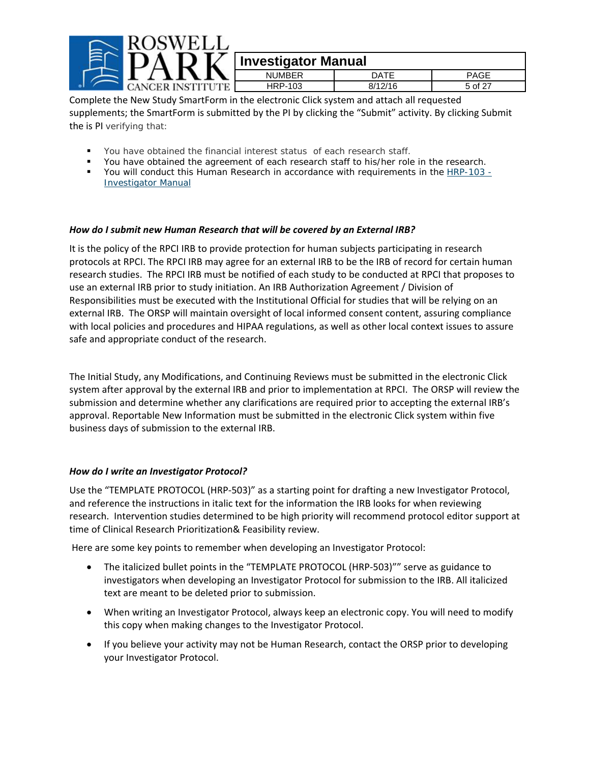Complete the New Study SmartForm in the electronic Click system and attach all requested supplements; the SmartForm is submitted by the PI by clicking the "Submit" activity. By clicking Submit the is PI verifying that:

- You have obtained the financial interest status of each research staff.
- You have obtained the agreement of each research staff to his/her role in the research.
- You will conduct this Human Research in accordance with requirements in the HRP-103 - Investigator Manual

### *How do I submit new Human Research that will be covered by an External IRB?*

It is the policy of the RPCI IRB to provide protection for human subjects participating in research protocols at RPCI. The RPCI IRB may agree for an external IRB to be the IRB of record for certain human research studies. The RPCI IRB must be notified of each study to be conducted at RPCI that proposes to use an external IRB prior to study initiation. An IRB Authorization Agreement / Division of Responsibilities must be executed with the Institutional Official for studies that will be relying on an external IRB. The ORSP will maintain oversight of local informed consent content, assuring compliance with local policies and procedures and HIPAA regulations, as well as other local context issues to assure safe and appropriate conduct of the research.

The Initial Study, any Modifications, and Continuing Reviews must be submitted in the electronic Click system after approval by the external IRB and prior to implementation at RPCI. The ORSP will review the submission and determine whether any clarifications are required prior to accepting the external IRB's approval. Reportable New Information must be submitted in the electronic Click system within five business days of submission to the external IRB.

### *How do I write an Investigator Protocol?*

Use the "TEMPLATE PROTOCOL (HRP-503)" as a starting point for drafting a new Investigator Protocol, and reference the instructions in italic text for the information the IRB looks for when reviewing research. Intervention studies determined to be high priority will recommend protocol editor support at time of Clinical Research Prioritization& Feasibility review.

Here are some key points to remember when developing an Investigator Protocol:

- The italicized bullet points in the "TEMPLATE PROTOCOL (HRP-503)"" serve as guidance to investigators when developing an Investigator Protocol for submission to the IRB. All italicized text are meant to be deleted prior to submission.
- When writing an Investigator Protocol, always keep an electronic copy. You will need to modify this copy when making changes to the Investigator Protocol.
- If you believe your activity may not be Human Research, contact the ORSP prior to developing your Investigator Protocol.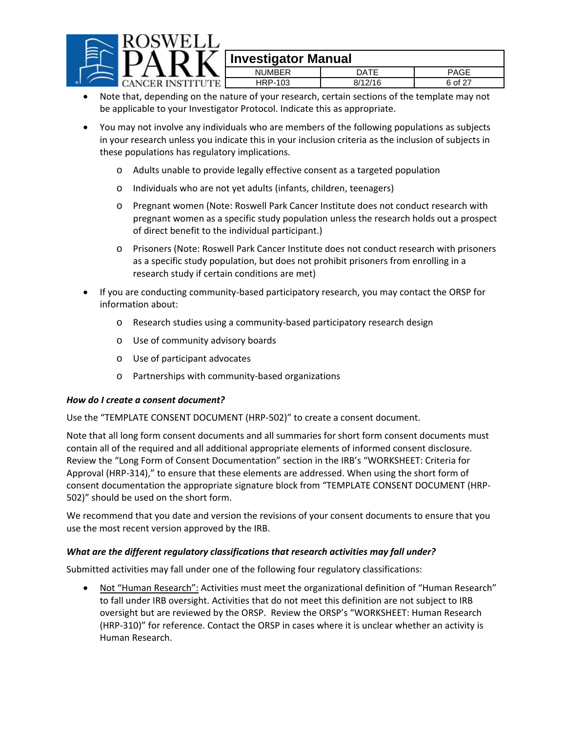- Note that, depending on the nature of your research, certain sections of the template may not be applicable to your Investigator Protocol. Indicate this as appropriate.
- You may not involve any individuals who are members of the following populations as subjects in your research unless you indicate this in your inclusion criteria as the inclusion of subjects in these populations has regulatory implications.
  - Adults unable to provide legally effective consent as a targeted population
  - Individuals who are not yet adults (infants, children, teenagers)
  - Pregnant women (Note: Roswell Park Cancer Institute does not conduct research with pregnant women as a specific study population unless the research holds out a prospect of direct benefit to the individual participant.)
  - Prisoners (Note: Roswell Park Cancer Institute does not conduct research with prisoners as a specific study population, but does not prohibit prisoners from enrolling in a research study if certain conditions are met)
- If you are conducting community-based participatory research, you may contact the ORSP for information about:
  - Research studies using a community-based participatory research design
  - Use of community advisory boards
  - Use of participant advocates
  - Partnerships with community-based organizations

***How do I create a consent document?***

Use the "TEMPLATE CONSENT DOCUMENT (HRP-502)" to create a consent document.

Note that all long form consent documents and all summaries for short form consent documents must contain all of the required and all additional appropriate elements of informed consent disclosure. Review the "Long Form of Consent Documentation" section in the IRB's "WORKSHEET: Criteria for Approval (HRP-314)," to ensure that these elements are addressed. When using the short form of consent documentation the appropriate signature block from "TEMPLATE CONSENT DOCUMENT (HRP-502)" should be used on the short form.

We recommend that you date and version the revisions of your consent documents to ensure that you use the most recent version approved by the IRB.

***What are the different regulatory classifications that research activities may fall under?***

Submitted activities may fall under one of the following four regulatory classifications:

- <u>Not "Human Research":</u> Activities must meet the organizational definition of "Human Research" to fall under IRB oversight. Activities that do not meet this definition are not subject to IRB oversight but are reviewed by the ORSP. Review the ORSP's "WORKSHEET: Human Research (HRP-310)" for reference. Contact the ORSP in cases where it is unclear whether an activity is Human Research.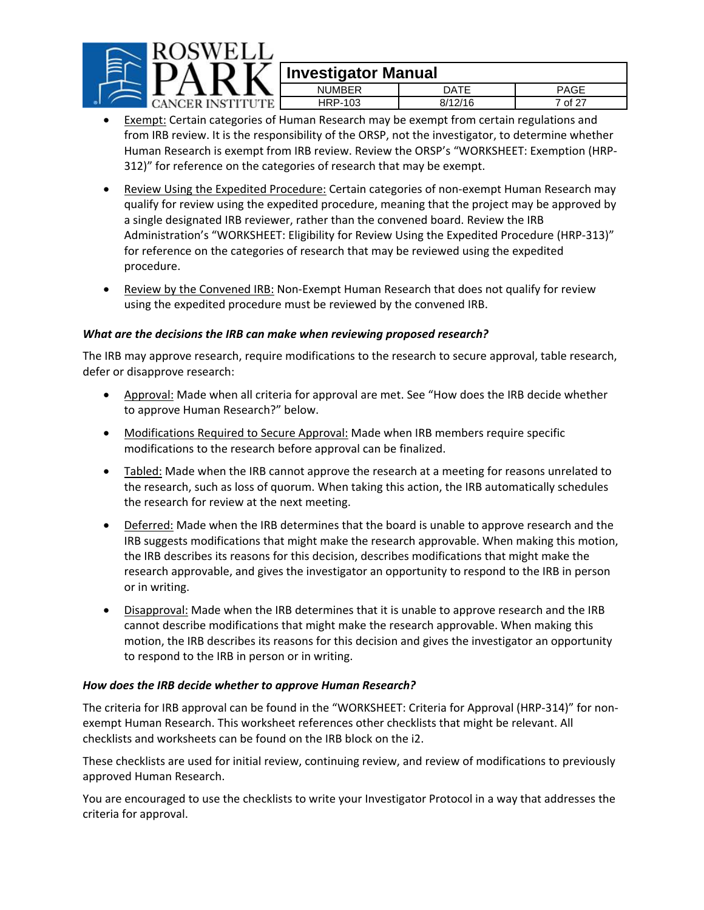- Exempt: Certain categories of Human Research may be exempt from certain regulations and from IRB review. It is the responsibility of the ORSP, not the investigator, to determine whether Human Research is exempt from IRB review. Review the ORSP's "WORKSHEET: Exemption (HRP-312)" for reference on the categories of research that may be exempt.

- Review Using the Expedited Procedure: Certain categories of non-exempt Human Research may qualify for review using the expedited procedure, meaning that the project may be approved by a single designated IRB reviewer, rather than the convened board. Review the IRB Administration's "WORKSHEET: Eligibility for Review Using the Expedited Procedure (HRP-313)" for reference on the categories of research that may be reviewed using the expedited procedure.

- Review by the Convened IRB: Non-Exempt Human Research that does not qualify for review using the expedited procedure must be reviewed by the convened IRB.

### *What are the decisions the IRB can make when reviewing proposed research?*

The IRB may approve research, require modifications to the research to secure approval, table research, defer or disapprove research:

- Approval: Made when all criteria for approval are met. See "How does the IRB decide whether to approve Human Research?" below.

- Modifications Required to Secure Approval: Made when IRB members require specific modifications to the research before approval can be finalized.

- Tabled: Made when the IRB cannot approve the research at a meeting for reasons unrelated to the research, such as loss of quorum. When taking this action, the IRB automatically schedules the research for review at the next meeting.

- Deferred: Made when the IRB determines that the board is unable to approve research and the IRB suggests modifications that might make the research approvable. When making this motion, the IRB describes its reasons for this decision, describes modifications that might make the research approvable, and gives the investigator an opportunity to respond to the IRB in person or in writing.

- Disapproval: Made when the IRB determines that it is unable to approve research and the IRB cannot describe modifications that might make the research approvable. When making this motion, the IRB describes its reasons for this decision and gives the investigator an opportunity to respond to the IRB in person or in writing.

### *How does the IRB decide whether to approve Human Research?*

The criteria for IRB approval can be found in the "WORKSHEET: Criteria for Approval (HRP-314)" for non-exempt Human Research. This worksheet references other checklists that might be relevant. All checklists and worksheets can be found on the IRB block on the i2.

These checklists are used for initial review, continuing review, and review of modifications to previously approved Human Research.

You are encouraged to use the checklists to write your Investigator Protocol in a way that addresses the criteria for approval.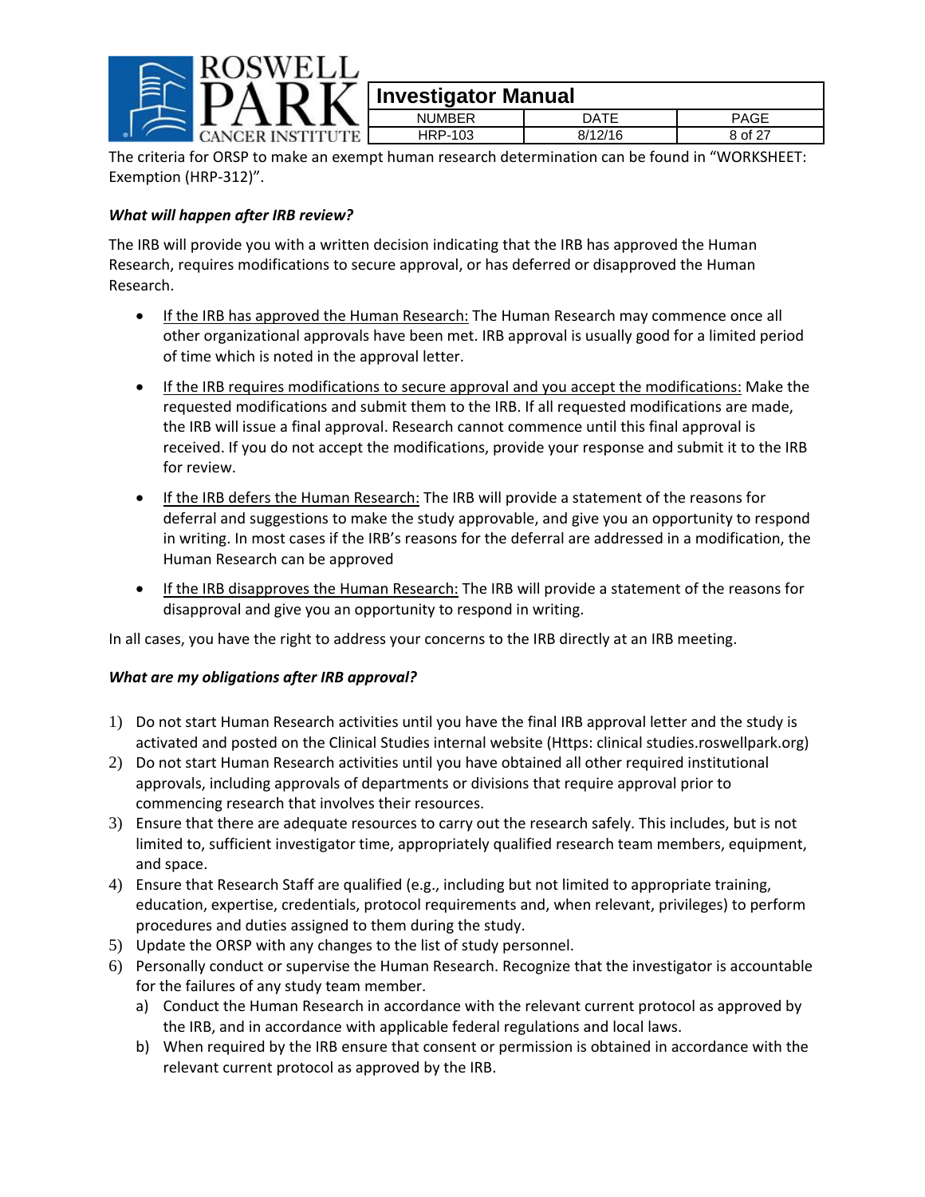The criteria for ORSP to make an exempt human research determination can be found in "WORKSHEET: Exemption (HRP-312)".

***What will happen after IRB review?***

The IRB will provide you with a written decision indicating that the IRB has approved the Human Research, requires modifications to secure approval, or has deferred or disapproved the Human Research.

- <u>If the IRB has approved the Human Research:</u> The Human Research may commence once all other organizational approvals have been met. IRB approval is usually good for a limited period of time which is noted in the approval letter.
- <u>If the IRB requires modifications to secure approval and you accept the modifications:</u> Make the requested modifications and submit them to the IRB. If all requested modifications are made, the IRB will issue a final approval. Research cannot commence until this final approval is received. If you do not accept the modifications, provide your response and submit it to the IRB for review.
- <u>If the IRB defers the Human Research:</u> The IRB will provide a statement of the reasons for deferral and suggestions to make the study approvable, and give you an opportunity to respond in writing. In most cases if the IRB's reasons for the deferral are addressed in a modification, the Human Research can be approved
- <u>If the IRB disapproves the Human Research:</u> The IRB will provide a statement of the reasons for disapproval and give you an opportunity to respond in writing.

In all cases, you have the right to address your concerns to the IRB directly at an IRB meeting.

***What are my obligations after IRB approval?***

1) Do not start Human Research activities until you have the final IRB approval letter and the study is activated and posted on the Clinical Studies internal website (Https: clinical studies.roswellpark.org)
2) Do not start Human Research activities until you have obtained all other required institutional approvals, including approvals of departments or divisions that require approval prior to commencing research that involves their resources.
3) Ensure that there are adequate resources to carry out the research safely. This includes, but is not limited to, sufficient investigator time, appropriately qualified research team members, equipment, and space.
4) Ensure that Research Staff are qualified (e.g., including but not limited to appropriate training, education, expertise, credentials, protocol requirements and, when relevant, privileges) to perform procedures and duties assigned to them during the study.
5) Update the ORSP with any changes to the list of study personnel.
6) Personally conduct or supervise the Human Research. Recognize that the investigator is accountable for the failures of any study team member.
   a) Conduct the Human Research in accordance with the relevant current protocol as approved by the IRB, and in accordance with applicable federal regulations and local laws.
   b) When required by the IRB ensure that consent or permission is obtained in accordance with the relevant current protocol as approved by the IRB.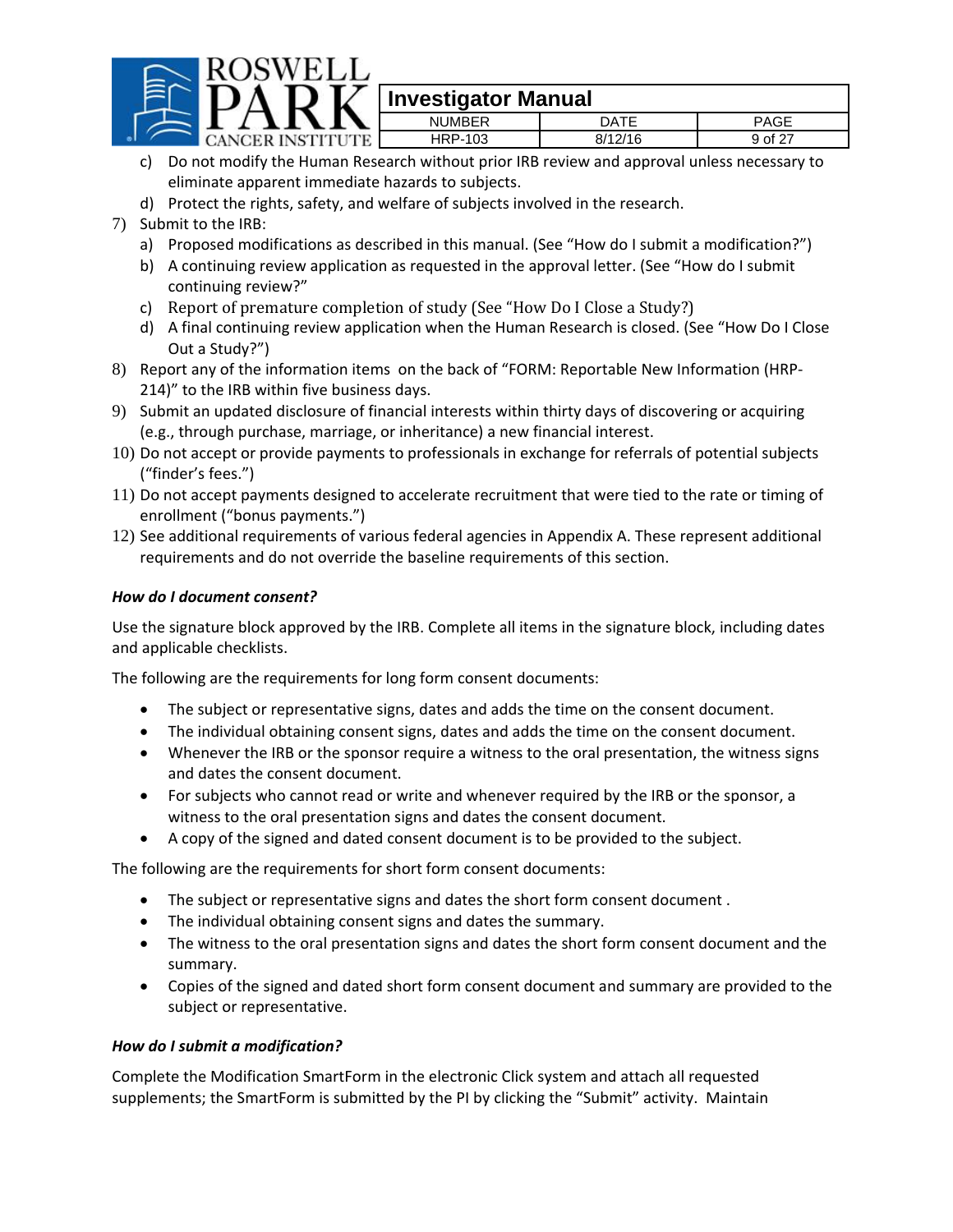c) Do not modify the Human Research without prior IRB review and approval unless necessary to eliminate apparent immediate hazards to subjects.

d) Protect the rights, safety, and welfare of subjects involved in the research.

7) Submit to the IRB:

   a) Proposed modifications as described in this manual. (See "How do I submit a modification?")

   b) A continuing review application as requested in the approval letter. (See "How do I submit continuing review?"

   c) Report of premature completion of study (See "How Do I Close a Study?)

   d) A final continuing review application when the Human Research is closed. (See "How Do I Close Out a Study?")

8) Report any of the information items on the back of "FORM: Reportable New Information (HRP-214)" to the IRB within five business days.

9) Submit an updated disclosure of financial interests within thirty days of discovering or acquiring (e.g., through purchase, marriage, or inheritance) a new financial interest.

10) Do not accept or provide payments to professionals in exchange for referrals of potential subjects ("finder's fees.")

11) Do not accept payments designed to accelerate recruitment that were tied to the rate or timing of enrollment ("bonus payments.")

12) See additional requirements of various federal agencies in Appendix A. These represent additional requirements and do not override the baseline requirements of this section.

***How do I document consent?***

Use the signature block approved by the IRB. Complete all items in the signature block, including dates and applicable checklists.

The following are the requirements for long form consent documents:

- The subject or representative signs, dates and adds the time on the consent document.
- The individual obtaining consent signs, dates and adds the time on the consent document.
- Whenever the IRB or the sponsor require a witness to the oral presentation, the witness signs and dates the consent document.
- For subjects who cannot read or write and whenever required by the IRB or the sponsor, a witness to the oral presentation signs and dates the consent document.
- A copy of the signed and dated consent document is to be provided to the subject.

The following are the requirements for short form consent documents:

- The subject or representative signs and dates the short form consent document .
- The individual obtaining consent signs and dates the summary.
- The witness to the oral presentation signs and dates the short form consent document and the summary.
- Copies of the signed and dated short form consent document and summary are provided to the subject or representative.

***How do I submit a modification?***

Complete the Modification SmartForm in the electronic Click system and attach all requested supplements; the SmartForm is submitted by the PI by clicking the "Submit" activity. Maintain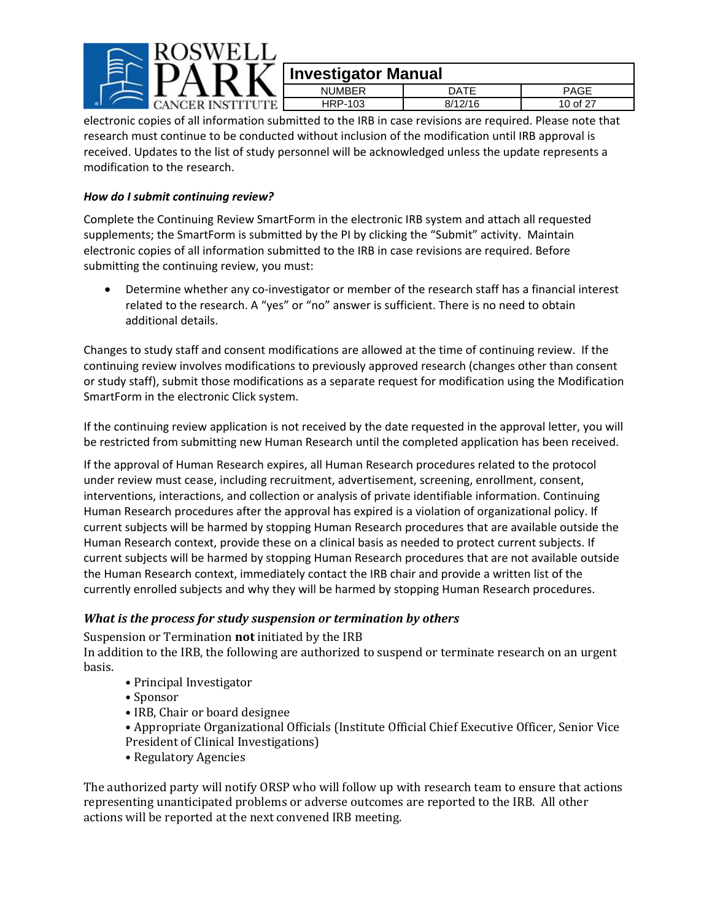electronic copies of all information submitted to the IRB in case revisions are required. Please note that research must continue to be conducted without inclusion of the modification until IRB approval is received. Updates to the list of study personnel will be acknowledged unless the update represents a modification to the research.

***How do I submit continuing review?***

Complete the Continuing Review SmartForm in the electronic IRB system and attach all requested supplements; the SmartForm is submitted by the PI by clicking the "Submit" activity. Maintain electronic copies of all information submitted to the IRB in case revisions are required. Before submitting the continuing review, you must:

- Determine whether any co-investigator or member of the research staff has a financial interest related to the research. A "yes" or "no" answer is sufficient. There is no need to obtain additional details.

Changes to study staff and consent modifications are allowed at the time of continuing review. If the continuing review involves modifications to previously approved research (changes other than consent or study staff), submit those modifications as a separate request for modification using the Modification SmartForm in the electronic Click system.

If the continuing review application is not received by the date requested in the approval letter, you will be restricted from submitting new Human Research until the completed application has been received.

If the approval of Human Research expires, all Human Research procedures related to the protocol under review must cease, including recruitment, advertisement, screening, enrollment, consent, interventions, interactions, and collection or analysis of private identifiable information. Continuing Human Research procedures after the approval has expired is a violation of organizational policy. If current subjects will be harmed by stopping Human Research procedures that are available outside the Human Research context, provide these on a clinical basis as needed to protect current subjects. If current subjects will be harmed by stopping Human Research procedures that are not available outside the Human Research context, immediately contact the IRB chair and provide a written list of the currently enrolled subjects and why they will be harmed by stopping Human Research procedures.

### *What is the process for study suspension or termination by others*

Suspension or Termination **not** initiated by the IRB

In addition to the IRB, the following are authorized to suspend or terminate research on an urgent basis.

- Principal Investigator
- Sponsor
- IRB, Chair or board designee
- Appropriate Organizational Officials (Institute Official Chief Executive Officer, Senior Vice President of Clinical Investigations)
- Regulatory Agencies

The authorized party will notify ORSP who will follow up with research team to ensure that actions representing unanticipated problems or adverse outcomes are reported to the IRB. All other actions will be reported at the next convened IRB meeting.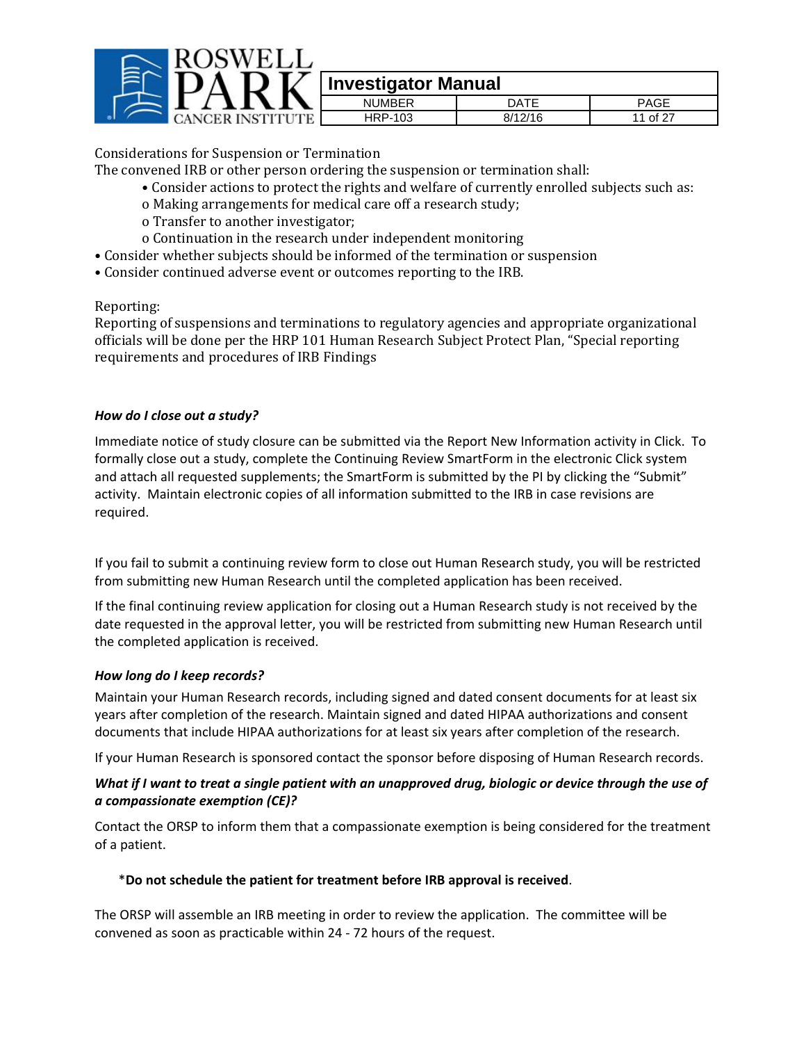Considerations for Suspension or Termination

The convened IRB or other person ordering the suspension or termination shall:

- Consider actions to protect the rights and welfare of currently enrolled subjects such as:
  - Making arrangements for medical care off a research study;
  - Transfer to another investigator;
  - Continuation in the research under independent monitoring
- Consider whether subjects should be informed of the termination or suspension
- Consider continued adverse event or outcomes reporting to the IRB.

Reporting:

Reporting of suspensions and terminations to regulatory agencies and appropriate organizational officials will be done per the HRP 101 Human Research Subject Protect Plan, "Special reporting requirements and procedures of IRB Findings

***How do I close out a study?***

Immediate notice of study closure can be submitted via the Report New Information activity in Click. To formally close out a study, complete the Continuing Review SmartForm in the electronic Click system and attach all requested supplements; the SmartForm is submitted by the PI by clicking the "Submit" activity. Maintain electronic copies of all information submitted to the IRB in case revisions are required.

If you fail to submit a continuing review form to close out Human Research study, you will be restricted from submitting new Human Research until the completed application has been received.

If the final continuing review application for closing out a Human Research study is not received by the date requested in the approval letter, you will be restricted from submitting new Human Research until the completed application is received.

***How long do I keep records?***

Maintain your Human Research records, including signed and dated consent documents for at least six years after completion of the research. Maintain signed and dated HIPAA authorizations and consent documents that include HIPAA authorizations for at least six years after completion of the research.

If your Human Research is sponsored contact the sponsor before disposing of Human Research records.

***What if I want to treat a single patient with an unapproved drug, biologic or device through the use of a compassionate exemption (CE)?***

Contact the ORSP to inform them that a compassionate exemption is being considered for the treatment of a patient.

*****Do not schedule the patient for treatment before IRB approval is received**.

The ORSP will assemble an IRB meeting in order to review the application. The committee will be convened as soon as practicable within 24 - 72 hours of the request.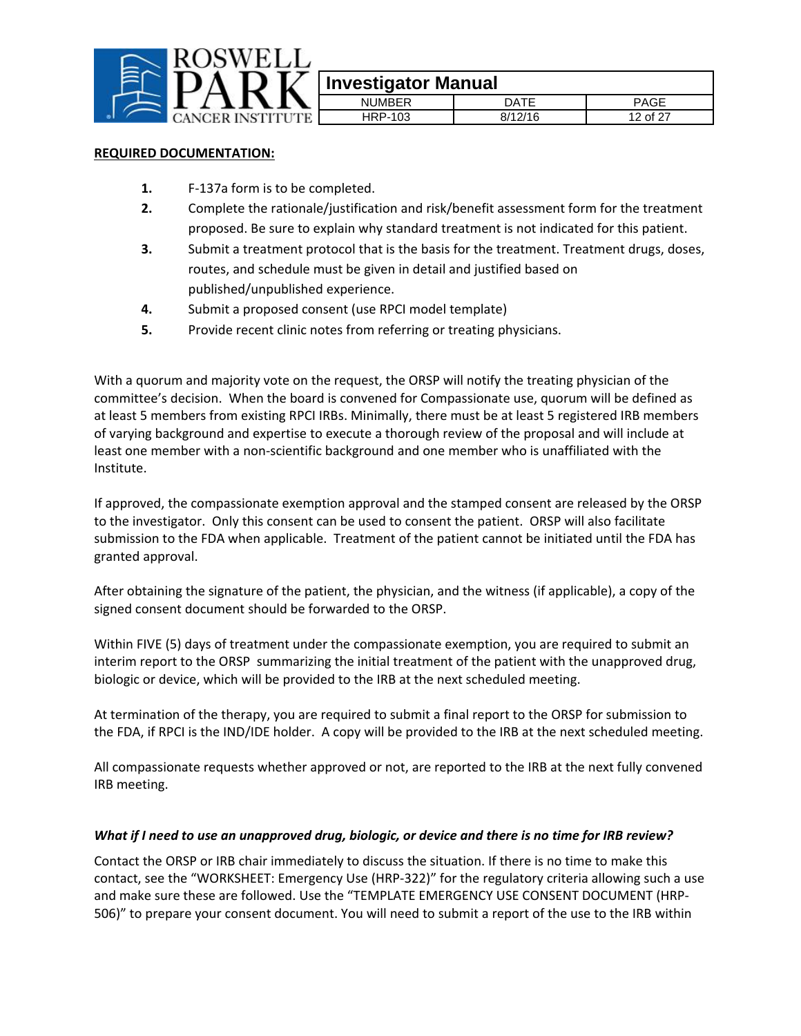**REQUIRED DOCUMENTATION:**

1. F-137a form is to be completed.
2. Complete the rationale/justification and risk/benefit assessment form for the treatment proposed. Be sure to explain why standard treatment is not indicated for this patient.
3. Submit a treatment protocol that is the basis for the treatment. Treatment drugs, doses, routes, and schedule must be given in detail and justified based on published/unpublished experience.
4. Submit a proposed consent (use RPCI model template)
5. Provide recent clinic notes from referring or treating physicians.

With a quorum and majority vote on the request, the ORSP will notify the treating physician of the committee's decision. When the board is convened for Compassionate use, quorum will be defined as at least 5 members from existing RPCI IRBs. Minimally, there must be at least 5 registered IRB members of varying background and expertise to execute a thorough review of the proposal and will include at least one member with a non-scientific background and one member who is unaffiliated with the Institute.

If approved, the compassionate exemption approval and the stamped consent are released by the ORSP to the investigator. Only this consent can be used to consent the patient. ORSP will also facilitate submission to the FDA when applicable. Treatment of the patient cannot be initiated until the FDA has granted approval.

After obtaining the signature of the patient, the physician, and the witness (if applicable), a copy of the signed consent document should be forwarded to the ORSP.

Within FIVE (5) days of treatment under the compassionate exemption, you are required to submit an interim report to the ORSP summarizing the initial treatment of the patient with the unapproved drug, biologic or device, which will be provided to the IRB at the next scheduled meeting.

At termination of the therapy, you are required to submit a final report to the ORSP for submission to the FDA, if RPCI is the IND/IDE holder. A copy will be provided to the IRB at the next scheduled meeting.

All compassionate requests whether approved or not, are reported to the IRB at the next fully convened IRB meeting.

***What if I need to use an unapproved drug, biologic, or device and there is no time for IRB review?***

Contact the ORSP or IRB chair immediately to discuss the situation. If there is no time to make this contact, see the "WORKSHEET: Emergency Use (HRP-322)" for the regulatory criteria allowing such a use and make sure these are followed. Use the "TEMPLATE EMERGENCY USE CONSENT DOCUMENT (HRP-506)" to prepare your consent document. You will need to submit a report of the use to the IRB within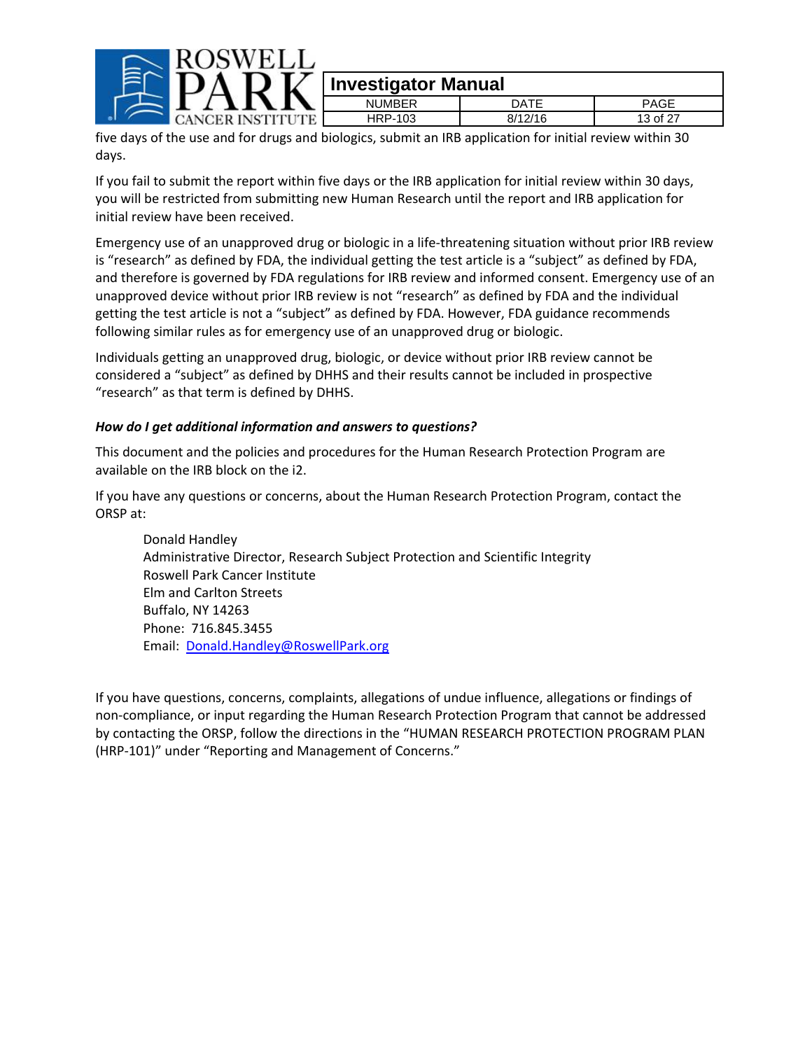five days of the use and for drugs and biologics, submit an IRB application for initial review within 30 days.

If you fail to submit the report within five days or the IRB application for initial review within 30 days, you will be restricted from submitting new Human Research until the report and IRB application for initial review have been received.

Emergency use of an unapproved drug or biologic in a life-threatening situation without prior IRB review is "research" as defined by FDA, the individual getting the test article is a "subject" as defined by FDA, and therefore is governed by FDA regulations for IRB review and informed consent. Emergency use of an unapproved device without prior IRB review is not "research" as defined by FDA and the individual getting the test article is not a "subject" as defined by FDA. However, FDA guidance recommends following similar rules as for emergency use of an unapproved drug or biologic.

Individuals getting an unapproved drug, biologic, or device without prior IRB review cannot be considered a "subject" as defined by DHHS and their results cannot be included in prospective "research" as that term is defined by DHHS.

***How do I get additional information and answers to questions?***

This document and the policies and procedures for the Human Research Protection Program are available on the IRB block on the i2.

If you have any questions or concerns, about the Human Research Protection Program, contact the ORSP at:

> Donald Handley
> Administrative Director, Research Subject Protection and Scientific Integrity
> Roswell Park Cancer Institute
> Elm and Carlton Streets
> Buffalo, NY 14263
> Phone: 716.845.3455
> Email: Donald.Handley@RoswellPark.org

If you have questions, concerns, complaints, allegations of undue influence, allegations or findings of non-compliance, or input regarding the Human Research Protection Program that cannot be addressed by contacting the ORSP, follow the directions in the "HUMAN RESEARCH PROTECTION PROGRAM PLAN (HRP-101)" under "Reporting and Management of Concerns."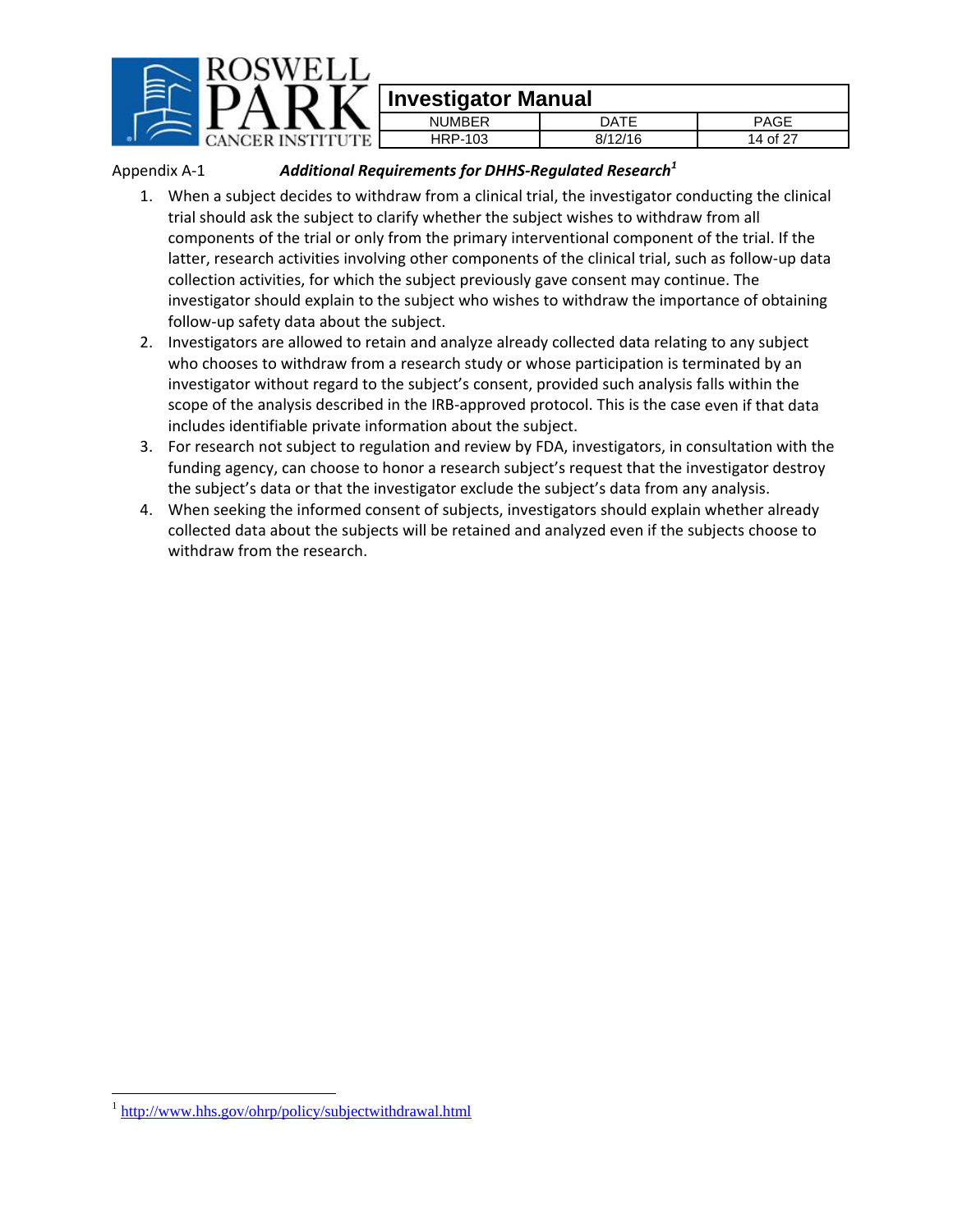Appendix A-1 ***Additional Requirements for DHHS-Regulated Research***[1]

1. When a subject decides to withdraw from a clinical trial, the investigator conducting the clinical trial should ask the subject to clarify whether the subject wishes to withdraw from all components of the trial or only from the primary interventional component of the trial. If the latter, research activities involving other components of the clinical trial, such as follow-up data collection activities, for which the subject previously gave consent may continue. The investigator should explain to the subject who wishes to withdraw the importance of obtaining follow-up safety data about the subject.
2. Investigators are allowed to retain and analyze already collected data relating to any subject who chooses to withdraw from a research study or whose participation is terminated by an investigator without regard to the subject's consent, provided such analysis falls within the scope of the analysis described in the IRB-approved protocol. This is the case even if that data includes identifiable private information about the subject.
3. For research not subject to regulation and review by FDA, investigators, in consultation with the funding agency, can choose to honor a research subject's request that the investigator destroy the subject's data or that the investigator exclude the subject's data from any analysis.
4. When seeking the informed consent of subjects, investigators should explain whether already collected data about the subjects will be retained and analyzed even if the subjects choose to withdraw from the research.

---

[1] http://www.hhs.gov/ohrp/policy/subjectwithdrawal.html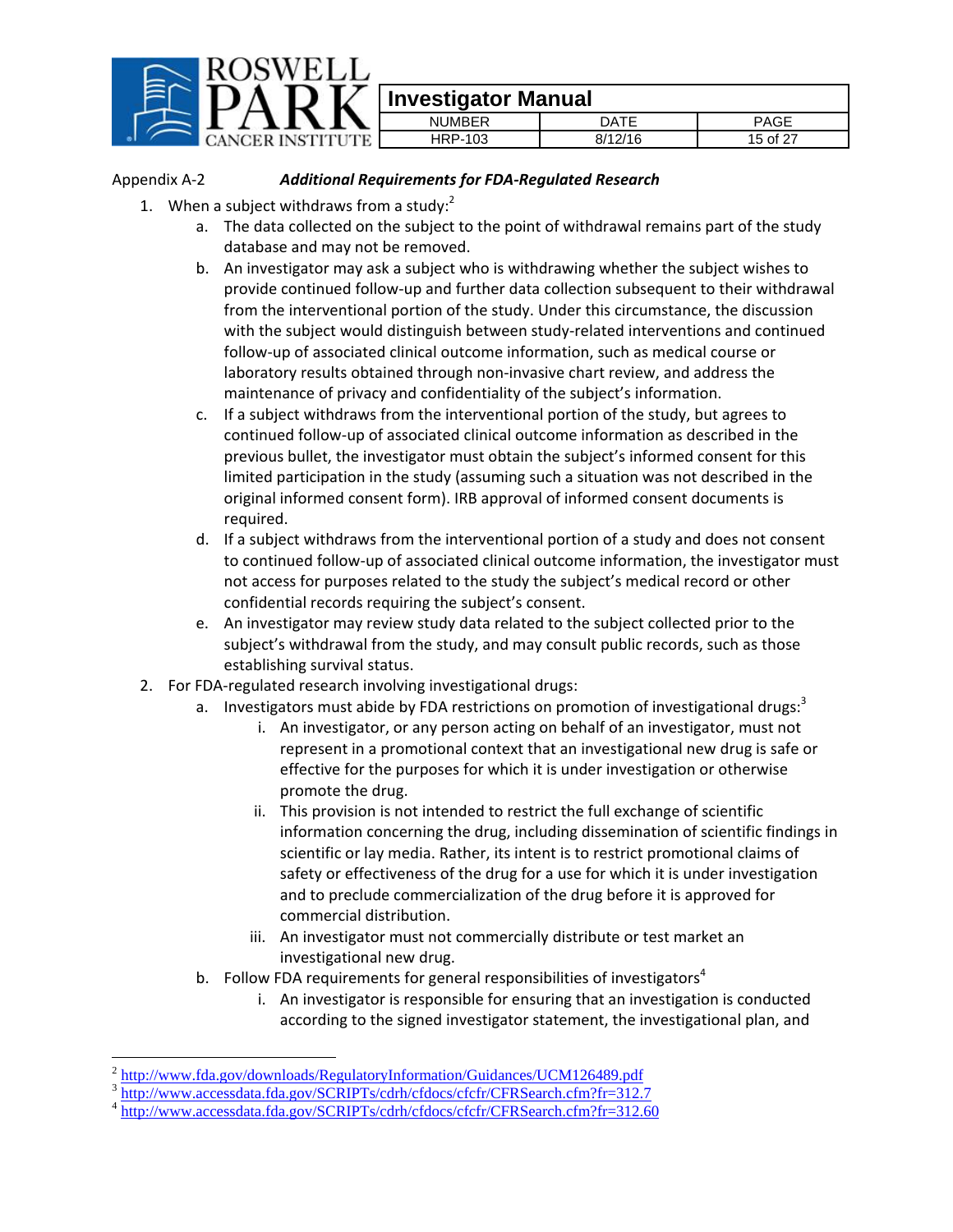Appendix A-2 ***Additional Requirements for FDA-Regulated Research***

1. When a subject withdraws from a study:[2]
   a. The data collected on the subject to the point of withdrawal remains part of the study database and may not be removed.
   b. An investigator may ask a subject who is withdrawing whether the subject wishes to provide continued follow-up and further data collection subsequent to their withdrawal from the interventional portion of the study. Under this circumstance, the discussion with the subject would distinguish between study-related interventions and continued follow-up of associated clinical outcome information, such as medical course or laboratory results obtained through non-invasive chart review, and address the maintenance of privacy and confidentiality of the subject's information.
   c. If a subject withdraws from the interventional portion of the study, but agrees to continued follow-up of associated clinical outcome information as described in the previous bullet, the investigator must obtain the subject's informed consent for this limited participation in the study (assuming such a situation was not described in the original informed consent form). IRB approval of informed consent documents is required.
   d. If a subject withdraws from the interventional portion of a study and does not consent to continued follow-up of associated clinical outcome information, the investigator must not access for purposes related to the study the subject's medical record or other confidential records requiring the subject's consent.
   e. An investigator may review study data related to the subject collected prior to the subject's withdrawal from the study, and may consult public records, such as those establishing survival status.
2. For FDA-regulated research involving investigational drugs:
   a. Investigators must abide by FDA restrictions on promotion of investigational drugs:[3]
      i. An investigator, or any person acting on behalf of an investigator, must not represent in a promotional context that an investigational new drug is safe or effective for the purposes for which it is under investigation or otherwise promote the drug.
      ii. This provision is not intended to restrict the full exchange of scientific information concerning the drug, including dissemination of scientific findings in scientific or lay media. Rather, its intent is to restrict promotional claims of safety or effectiveness of the drug for a use for which it is under investigation and to preclude commercialization of the drug before it is approved for commercial distribution.
      iii. An investigator must not commercially distribute or test market an investigational new drug.
   b. Follow FDA requirements for general responsibilities of investigators[4]
      i. An investigator is responsible for ensuring that an investigation is conducted according to the signed investigator statement, the investigational plan, and

---

[2] http://www.fda.gov/downloads/RegulatoryInformation/Guidances/UCM126489.pdf

[3] http://www.accessdata.fda.gov/SCRIPTs/cdrh/cfdocs/cfcfr/CFRSearch.cfm?fr=312.7

[4] http://www.accessdata.fda.gov/SCRIPTs/cdrh/cfdocs/cfcfr/CFRSearch.cfm?fr=312.60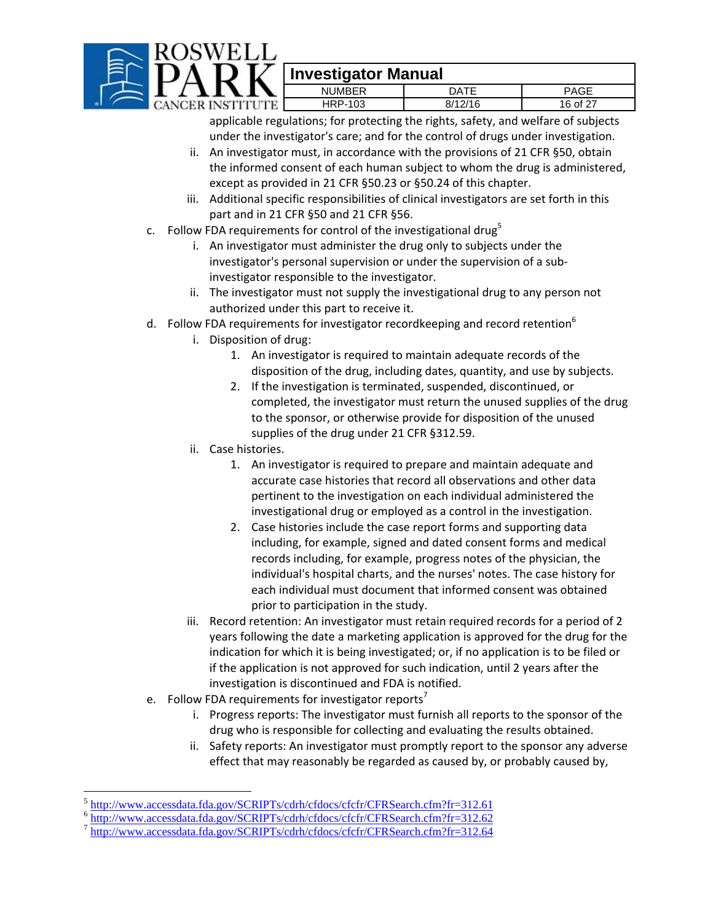applicable regulations; for protecting the rights, safety, and welfare of subjects under the investigator's care; and for the control of drugs under investigation.

ii. An investigator must, in accordance with the provisions of 21 CFR §50, obtain the informed consent of each human subject to whom the drug is administered, except as provided in 21 CFR §50.23 or §50.24 of this chapter.

iii. Additional specific responsibilities of clinical investigators are set forth in this part and in 21 CFR §50 and 21 CFR §56.

c. Follow FDA requirements for control of the investigational drug[5]

   i. An investigator must administer the drug only to subjects under the investigator's personal supervision or under the supervision of a sub-investigator responsible to the investigator.

   ii. The investigator must not supply the investigational drug to any person not authorized under this part to receive it.

d. Follow FDA requirements for investigator recordkeeping and record retention[6]

   i. Disposition of drug:

      1. An investigator is required to maintain adequate records of the disposition of the drug, including dates, quantity, and use by subjects.

      2. If the investigation is terminated, suspended, discontinued, or completed, the investigator must return the unused supplies of the drug to the sponsor, or otherwise provide for disposition of the unused supplies of the drug under 21 CFR §312.59.

   ii. Case histories.

      1. An investigator is required to prepare and maintain adequate and accurate case histories that record all observations and other data pertinent to the investigation on each individual administered the investigational drug or employed as a control in the investigation.

      2. Case histories include the case report forms and supporting data including, for example, signed and dated consent forms and medical records including, for example, progress notes of the physician, the individual's hospital charts, and the nurses' notes. The case history for each individual must document that informed consent was obtained prior to participation in the study.

   iii. Record retention: An investigator must retain required records for a period of 2 years following the date a marketing application is approved for the drug for the indication for which it is being investigated; or, if no application is to be filed or if the application is not approved for such indication, until 2 years after the investigation is discontinued and FDA is notified.

e. Follow FDA requirements for investigator reports[7]

   i. Progress reports: The investigator must furnish all reports to the sponsor of the drug who is responsible for collecting and evaluating the results obtained.

   ii. Safety reports: An investigator must promptly report to the sponsor any adverse effect that may reasonably be regarded as caused by, or probably caused by,

---

[5] http://www.accessdata.fda.gov/SCRIPTs/cdrh/cfdocs/cfcfr/CFRSearch.cfm?fr=312.61

[6] http://www.accessdata.fda.gov/SCRIPTs/cdrh/cfdocs/cfcfr/CFRSearch.cfm?fr=312.62

[7] http://www.accessdata.fda.gov/SCRIPTs/cdrh/cfdocs/cfcfr/CFRSearch.cfm?fr=312.64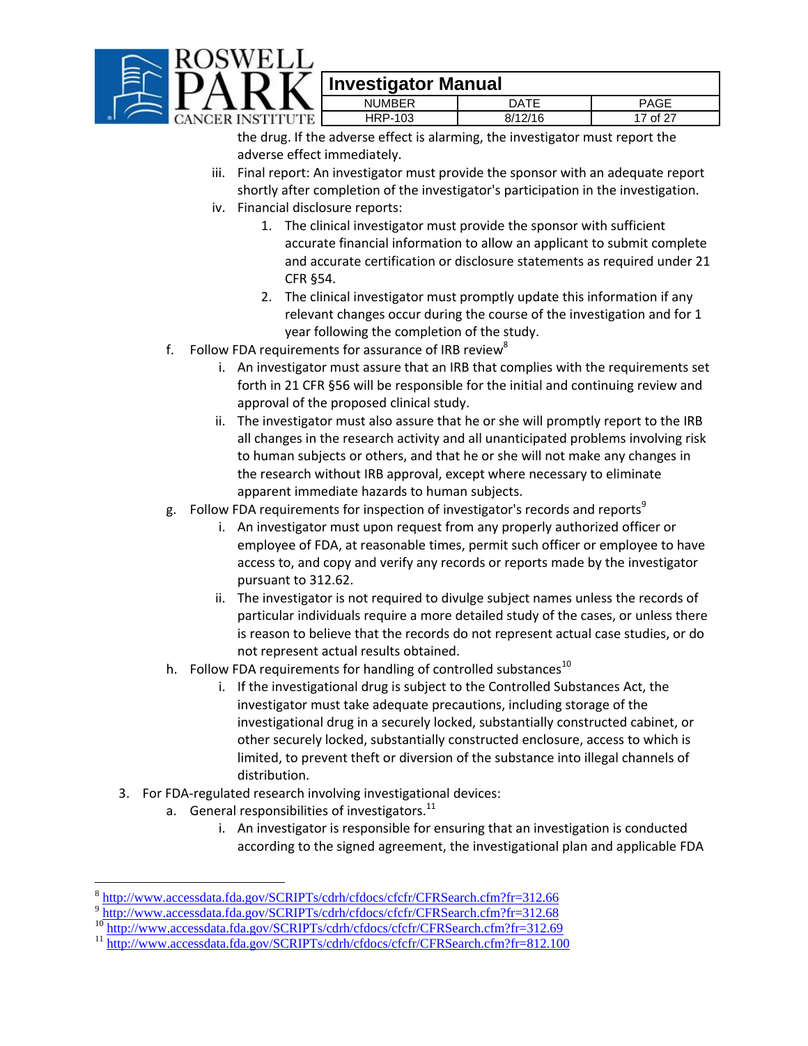the drug. If the adverse effect is alarming, the investigator must report the adverse effect immediately.

   iii. Final report: An investigator must provide the sponsor with an adequate report shortly after completion of the investigator's participation in the investigation.

   iv. Financial disclosure reports:

      1. The clinical investigator must provide the sponsor with sufficient accurate financial information to allow an applicant to submit complete and accurate certification or disclosure statements as required under 21 CFR §54.

      2. The clinical investigator must promptly update this information if any relevant changes occur during the course of the investigation and for 1 year following the completion of the study.

f. Follow FDA requirements for assurance of IRB review[8]

   i. An investigator must assure that an IRB that complies with the requirements set forth in 21 CFR §56 will be responsible for the initial and continuing review and approval of the proposed clinical study.

   ii. The investigator must also assure that he or she will promptly report to the IRB all changes in the research activity and all unanticipated problems involving risk to human subjects or others, and that he or she will not make any changes in the research without IRB approval, except where necessary to eliminate apparent immediate hazards to human subjects.

g. Follow FDA requirements for inspection of investigator's records and reports[9]

   i. An investigator must upon request from any properly authorized officer or employee of FDA, at reasonable times, permit such officer or employee to have access to, and copy and verify any records or reports made by the investigator pursuant to 312.62.

   ii. The investigator is not required to divulge subject names unless the records of particular individuals require a more detailed study of the cases, or unless there is reason to believe that the records do not represent actual case studies, or do not represent actual results obtained.

h. Follow FDA requirements for handling of controlled substances[10]

   i. If the investigational drug is subject to the Controlled Substances Act, the investigator must take adequate precautions, including storage of the investigational drug in a securely locked, substantially constructed cabinet, or other securely locked, substantially constructed enclosure, access to which is limited, to prevent theft or diversion of the substance into illegal channels of distribution.

3. For FDA-regulated research involving investigational devices:

   a. General responsibilities of investigators.[11]

      i. An investigator is responsible for ensuring that an investigation is conducted according to the signed agreement, the investigational plan and applicable FDA

---

[8] http://www.accessdata.fda.gov/SCRIPTs/cdrh/cfdocs/cfcfr/CFRSearch.cfm?fr=312.66

[9] http://www.accessdata.fda.gov/SCRIPTs/cdrh/cfdocs/cfcfr/CFRSearch.cfm?fr=312.68

[10] http://www.accessdata.fda.gov/SCRIPTs/cdrh/cfdocs/cfcfr/CFRSearch.cfm?fr=312.69

[11] http://www.accessdata.fda.gov/SCRIPTs/cdrh/cfdocs/cfcfr/CFRSearch.cfm?fr=812.100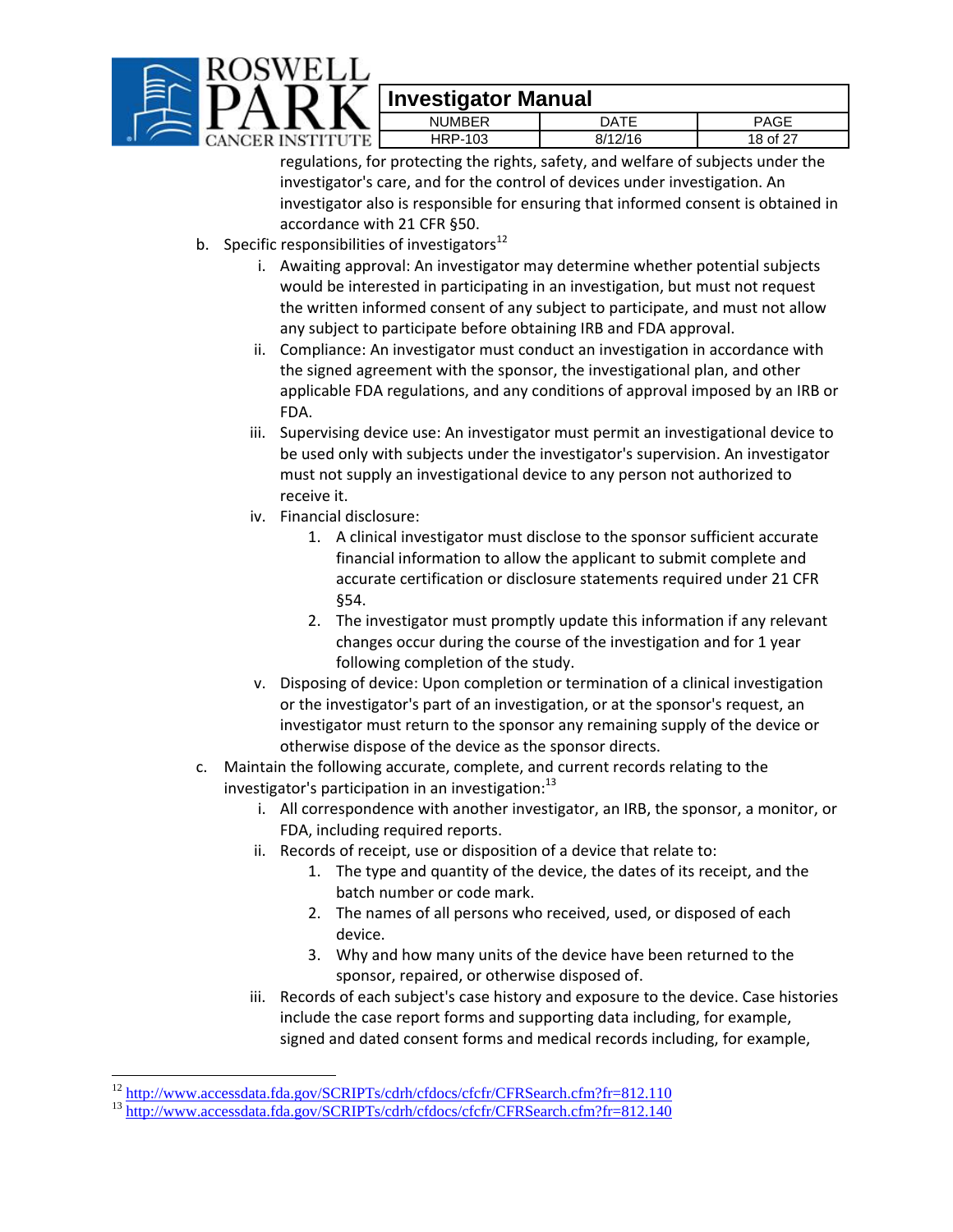regulations, for protecting the rights, safety, and welfare of subjects under the investigator's care, and for the control of devices under investigation. An investigator also is responsible for ensuring that informed consent is obtained in accordance with 21 CFR §50.

b. Specific responsibilities of investigators[12]
   i. Awaiting approval: An investigator may determine whether potential subjects would be interested in participating in an investigation, but must not request the written informed consent of any subject to participate, and must not allow any subject to participate before obtaining IRB and FDA approval.
   ii. Compliance: An investigator must conduct an investigation in accordance with the signed agreement with the sponsor, the investigational plan, and other applicable FDA regulations, and any conditions of approval imposed by an IRB or FDA.
   iii. Supervising device use: An investigator must permit an investigational device to be used only with subjects under the investigator's supervision. An investigator must not supply an investigational device to any person not authorized to receive it.
   iv. Financial disclosure:
      1. A clinical investigator must disclose to the sponsor sufficient accurate financial information to allow the applicant to submit complete and accurate certification or disclosure statements required under 21 CFR §54.
      2. The investigator must promptly update this information if any relevant changes occur during the course of the investigation and for 1 year following completion of the study.
   v. Disposing of device: Upon completion or termination of a clinical investigation or the investigator's part of an investigation, or at the sponsor's request, an investigator must return to the sponsor any remaining supply of the device or otherwise dispose of the device as the sponsor directs.

c. Maintain the following accurate, complete, and current records relating to the investigator's participation in an investigation:[13]
   i. All correspondence with another investigator, an IRB, the sponsor, a monitor, or FDA, including required reports.
   ii. Records of receipt, use or disposition of a device that relate to:
      1. The type and quantity of the device, the dates of its receipt, and the batch number or code mark.
      2. The names of all persons who received, used, or disposed of each device.
      3. Why and how many units of the device have been returned to the sponsor, repaired, or otherwise disposed of.
   iii. Records of each subject's case history and exposure to the device. Case histories include the case report forms and supporting data including, for example, signed and dated consent forms and medical records including, for example,

---

[12] http://www.accessdata.fda.gov/SCRIPTs/cdrh/cfdocs/cfcfr/CFRSearch.cfm?fr=812.110

[13] http://www.accessdata.fda.gov/SCRIPTs/cdrh/cfdocs/cfcfr/CFRSearch.cfm?fr=812.140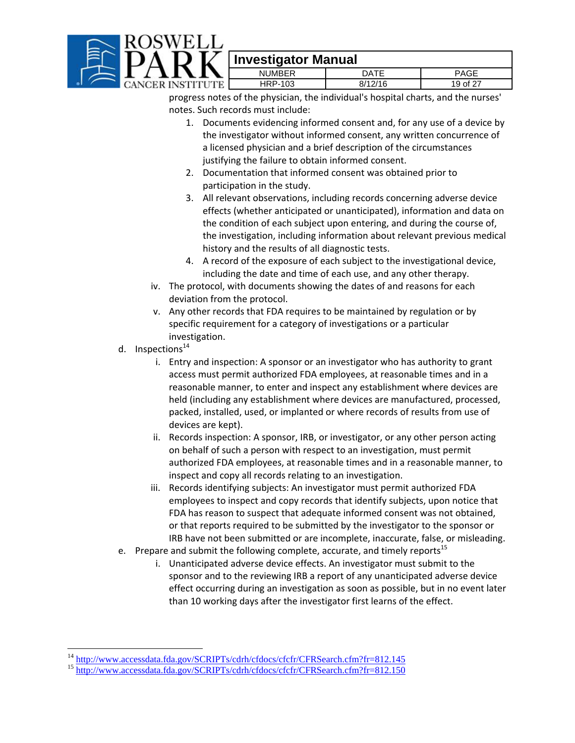progress notes of the physician, the individual's hospital charts, and the nurses' notes. Such records must include:

1. Documents evidencing informed consent and, for any use of a device by the investigator without informed consent, any written concurrence of a licensed physician and a brief description of the circumstances justifying the failure to obtain informed consent.
2. Documentation that informed consent was obtained prior to participation in the study.
3. All relevant observations, including records concerning adverse device effects (whether anticipated or unanticipated), information and data on the condition of each subject upon entering, and during the course of, the investigation, including information about relevant previous medical history and the results of all diagnostic tests.
4. A record of the exposure of each subject to the investigational device, including the date and time of each use, and any other therapy.

iv. The protocol, with documents showing the dates of and reasons for each deviation from the protocol.

v. Any other records that FDA requires to be maintained by regulation or by specific requirement for a category of investigations or a particular investigation.

d. Inspections[14]

i. Entry and inspection: A sponsor or an investigator who has authority to grant access must permit authorized FDA employees, at reasonable times and in a reasonable manner, to enter and inspect any establishment where devices are held (including any establishment where devices are manufactured, processed, packed, installed, used, or implanted or where records of results from use of devices are kept).

ii. Records inspection: A sponsor, IRB, or investigator, or any other person acting on behalf of such a person with respect to an investigation, must permit authorized FDA employees, at reasonable times and in a reasonable manner, to inspect and copy all records relating to an investigation.

iii. Records identifying subjects: An investigator must permit authorized FDA employees to inspect and copy records that identify subjects, upon notice that FDA has reason to suspect that adequate informed consent was not obtained, or that reports required to be submitted by the investigator to the sponsor or IRB have not been submitted or are incomplete, inaccurate, false, or misleading.

e. Prepare and submit the following complete, accurate, and timely reports[15]

i. Unanticipated adverse device effects. An investigator must submit to the sponsor and to the reviewing IRB a report of any unanticipated adverse device effect occurring during an investigation as soon as possible, but in no event later than 10 working days after the investigator first learns of the effect.

---

[14] http://www.accessdata.fda.gov/SCRIPTs/cdrh/cfdocs/cfcfr/CFRSearch.cfm?fr=812.145

[15] http://www.accessdata.fda.gov/SCRIPTs/cdrh/cfdocs/cfcfr/CFRSearch.cfm?fr=812.150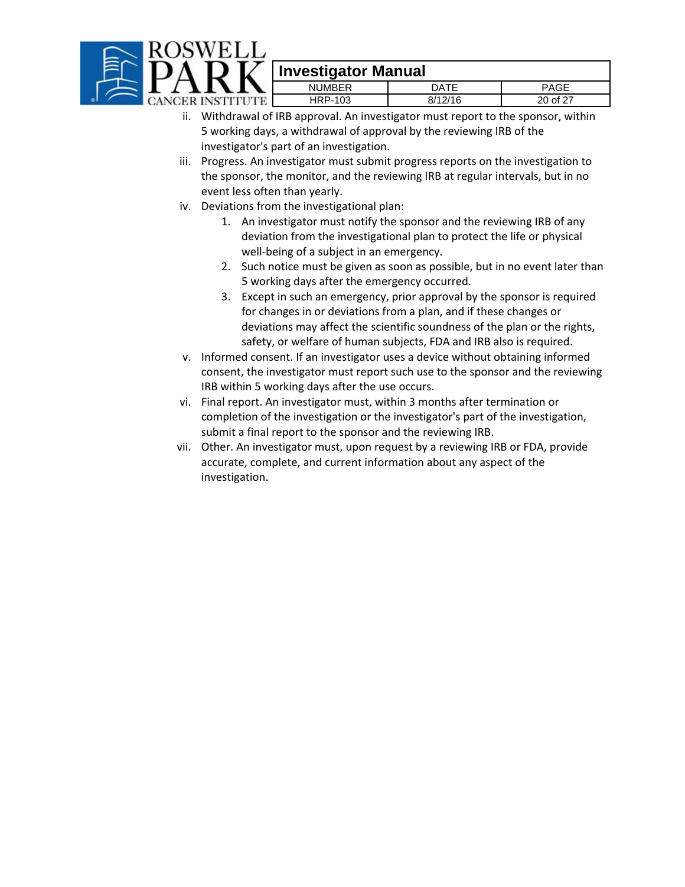ii. Withdrawal of IRB approval. An investigator must report to the sponsor, within 5 working days, a withdrawal of approval by the reviewing IRB of the investigator's part of an investigation.

iii. Progress. An investigator must submit progress reports on the investigation to the sponsor, the monitor, and the reviewing IRB at regular intervals, but in no event less often than yearly.

iv. Deviations from the investigational plan:

   1. An investigator must notify the sponsor and the reviewing IRB of any deviation from the investigational plan to protect the life or physical well-being of a subject in an emergency.
   2. Such notice must be given as soon as possible, but in no event later than 5 working days after the emergency occurred.
   3. Except in such an emergency, prior approval by the sponsor is required for changes in or deviations from a plan, and if these changes or deviations may affect the scientific soundness of the plan or the rights, safety, or welfare of human subjects, FDA and IRB also is required.

v. Informed consent. If an investigator uses a device without obtaining informed consent, the investigator must report such use to the sponsor and the reviewing IRB within 5 working days after the use occurs.

vi. Final report. An investigator must, within 3 months after termination or completion of the investigation or the investigator's part of the investigation, submit a final report to the sponsor and the reviewing IRB.

vii. Other. An investigator must, upon request by a reviewing IRB or FDA, provide accurate, complete, and current information about any aspect of the investigation.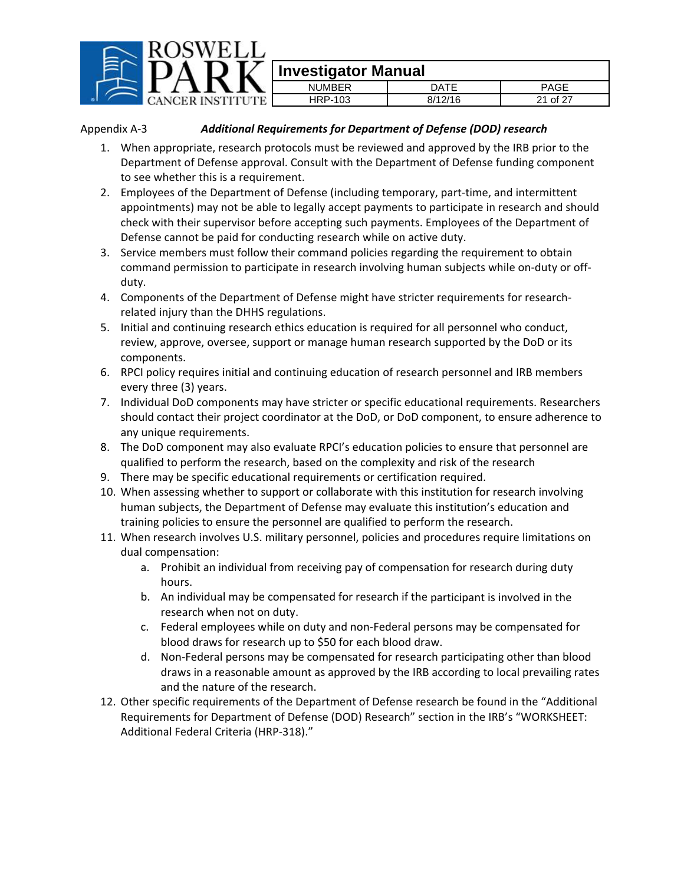Appendix A-3 ***Additional Requirements for Department of Defense (DOD) research***

1. When appropriate, research protocols must be reviewed and approved by the IRB prior to the Department of Defense approval. Consult with the Department of Defense funding component to see whether this is a requirement.
2. Employees of the Department of Defense (including temporary, part-time, and intermittent appointments) may not be able to legally accept payments to participate in research and should check with their supervisor before accepting such payments. Employees of the Department of Defense cannot be paid for conducting research while on active duty.
3. Service members must follow their command policies regarding the requirement to obtain command permission to participate in research involving human subjects while on-duty or off-duty.
4. Components of the Department of Defense might have stricter requirements for research-related injury than the DHHS regulations.
5. Initial and continuing research ethics education is required for all personnel who conduct, review, approve, oversee, support or manage human research supported by the DoD or its components.
6. RPCI policy requires initial and continuing education of research personnel and IRB members every three (3) years.
7. Individual DoD components may have stricter or specific educational requirements. Researchers should contact their project coordinator at the DoD, or DoD component, to ensure adherence to any unique requirements.
8. The DoD component may also evaluate RPCI's education policies to ensure that personnel are qualified to perform the research, based on the complexity and risk of the research
9. There may be specific educational requirements or certification required.
10. When assessing whether to support or collaborate with this institution for research involving human subjects, the Department of Defense may evaluate this institution's education and training policies to ensure the personnel are qualified to perform the research.
11. When research involves U.S. military personnel, policies and procedures require limitations on dual compensation:
    a. Prohibit an individual from receiving pay of compensation for research during duty hours.
    b. An individual may be compensated for research if the participant is involved in the research when not on duty.
    c. Federal employees while on duty and non-Federal persons may be compensated for blood draws for research up to $50 for each blood draw.
    d. Non-Federal persons may be compensated for research participating other than blood draws in a reasonable amount as approved by the IRB according to local prevailing rates and the nature of the research.
12. Other specific requirements of the Department of Defense research be found in the "Additional Requirements for Department of Defense (DOD) Research" section in the IRB's "WORKSHEET: Additional Federal Criteria (HRP-318)."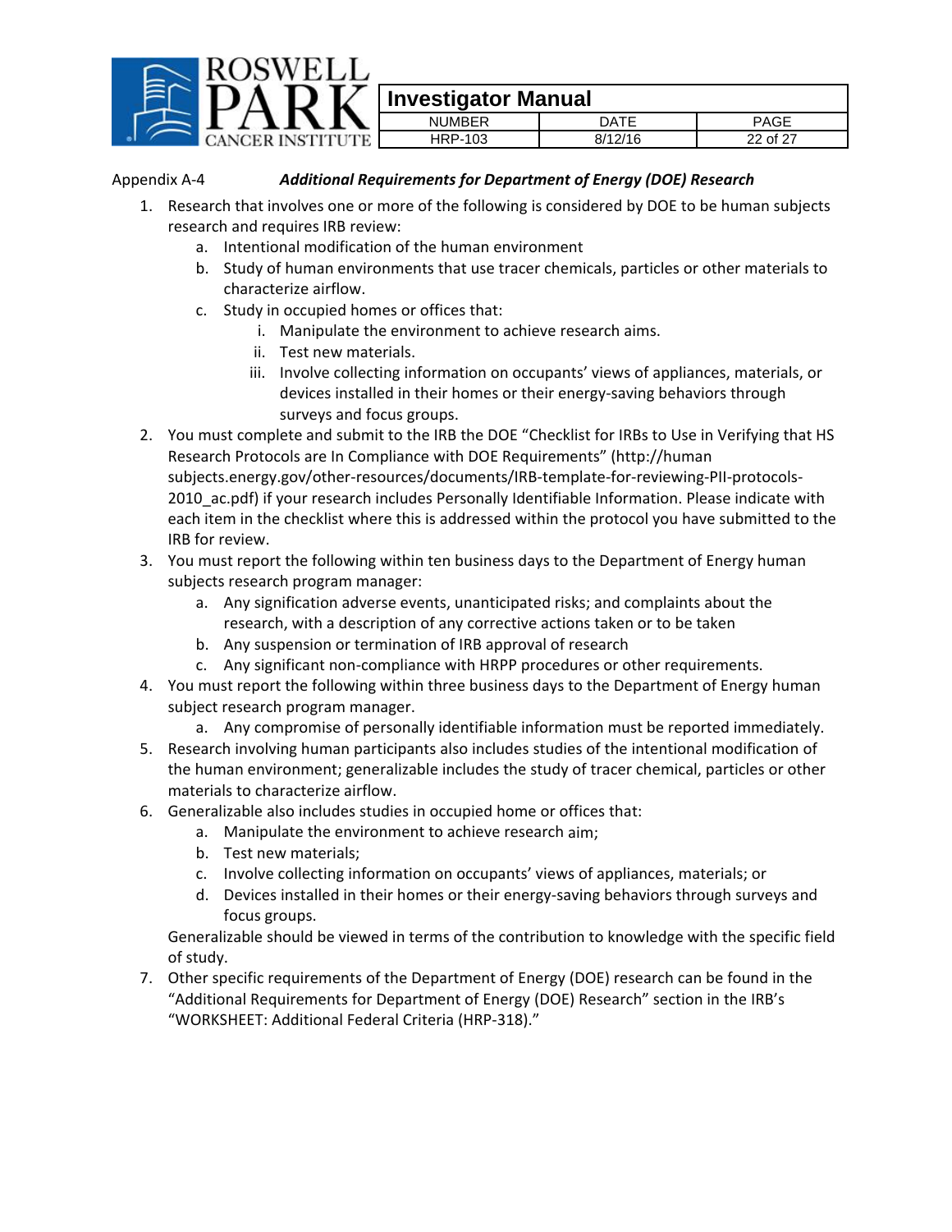Appendix A-4 ***Additional Requirements for Department of Energy (DOE) Research***

1. Research that involves one or more of the following is considered by DOE to be human subjects research and requires IRB review:
   a. Intentional modification of the human environment
   b. Study of human environments that use tracer chemicals, particles or other materials to characterize airflow.
   c. Study in occupied homes or offices that:
      i. Manipulate the environment to achieve research aims.
      ii. Test new materials.
      iii. Involve collecting information on occupants' views of appliances, materials, or devices installed in their homes or their energy-saving behaviors through surveys and focus groups.
2. You must complete and submit to the IRB the DOE "Checklist for IRBs to Use in Verifying that HS Research Protocols are In Compliance with DOE Requirements" (http://human subjects.energy.gov/other-resources/documents/IRB-template-for-reviewing-PII-protocols-2010_ac.pdf) if your research includes Personally Identifiable Information. Please indicate with each item in the checklist where this is addressed within the protocol you have submitted to the IRB for review.
3. You must report the following within ten business days to the Department of Energy human subjects research program manager:
   a. Any signification adverse events, unanticipated risks; and complaints about the research, with a description of any corrective actions taken or to be taken
   b. Any suspension or termination of IRB approval of research
   c. Any significant non-compliance with HRPP procedures or other requirements.
4. You must report the following within three business days to the Department of Energy human subject research program manager.
   a. Any compromise of personally identifiable information must be reported immediately.
5. Research involving human participants also includes studies of the intentional modification of the human environment; generalizable includes the study of tracer chemical, particles or other materials to characterize airflow.
6. Generalizable also includes studies in occupied home or offices that:
   a. Manipulate the environment to achieve research aim;
   b. Test new materials;
   c. Involve collecting information on occupants' views of appliances, materials; or
   d. Devices installed in their homes or their energy-saving behaviors through surveys and focus groups.

   Generalizable should be viewed in terms of the contribution to knowledge with the specific field of study.
7. Other specific requirements of the Department of Energy (DOE) research can be found in the "Additional Requirements for Department of Energy (DOE) Research" section in the IRB's "WORKSHEET: Additional Federal Criteria (HRP-318)."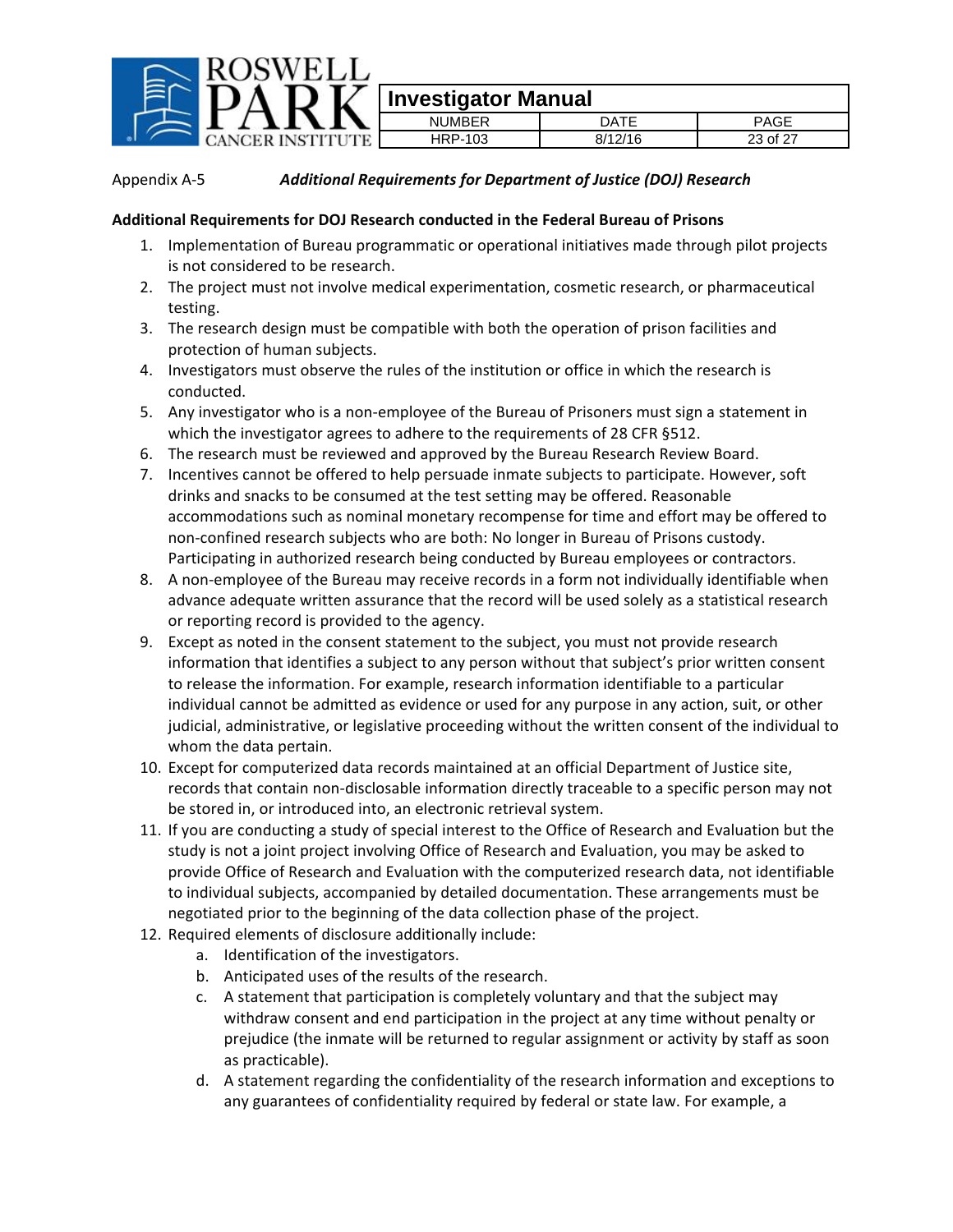Appendix A-5 ***Additional Requirements for Department of Justice (DOJ) Research***

**Additional Requirements for DOJ Research conducted in the Federal Bureau of Prisons**

1. Implementation of Bureau programmatic or operational initiatives made through pilot projects is not considered to be research.
2. The project must not involve medical experimentation, cosmetic research, or pharmaceutical testing.
3. The research design must be compatible with both the operation of prison facilities and protection of human subjects.
4. Investigators must observe the rules of the institution or office in which the research is conducted.
5. Any investigator who is a non-employee of the Bureau of Prisoners must sign a statement in which the investigator agrees to adhere to the requirements of 28 CFR §512.
6. The research must be reviewed and approved by the Bureau Research Review Board.
7. Incentives cannot be offered to help persuade inmate subjects to participate. However, soft drinks and snacks to be consumed at the test setting may be offered. Reasonable accommodations such as nominal monetary recompense for time and effort may be offered to non-confined research subjects who are both: No longer in Bureau of Prisons custody. Participating in authorized research being conducted by Bureau employees or contractors.
8. A non-employee of the Bureau may receive records in a form not individually identifiable when advance adequate written assurance that the record will be used solely as a statistical research or reporting record is provided to the agency.
9. Except as noted in the consent statement to the subject, you must not provide research information that identifies a subject to any person without that subject's prior written consent to release the information. For example, research information identifiable to a particular individual cannot be admitted as evidence or used for any purpose in any action, suit, or other judicial, administrative, or legislative proceeding without the written consent of the individual to whom the data pertain.
10. Except for computerized data records maintained at an official Department of Justice site, records that contain non-disclosable information directly traceable to a specific person may not be stored in, or introduced into, an electronic retrieval system.
11. If you are conducting a study of special interest to the Office of Research and Evaluation but the study is not a joint project involving Office of Research and Evaluation, you may be asked to provide Office of Research and Evaluation with the computerized research data, not identifiable to individual subjects, accompanied by detailed documentation. These arrangements must be negotiated prior to the beginning of the data collection phase of the project.
12. Required elements of disclosure additionally include:
    a. Identification of the investigators.
    b. Anticipated uses of the results of the research.
    c. A statement that participation is completely voluntary and that the subject may withdraw consent and end participation in the project at any time without penalty or prejudice (the inmate will be returned to regular assignment or activity by staff as soon as practicable).
    d. A statement regarding the confidentiality of the research information and exceptions to any guarantees of confidentiality required by federal or state law. For example, a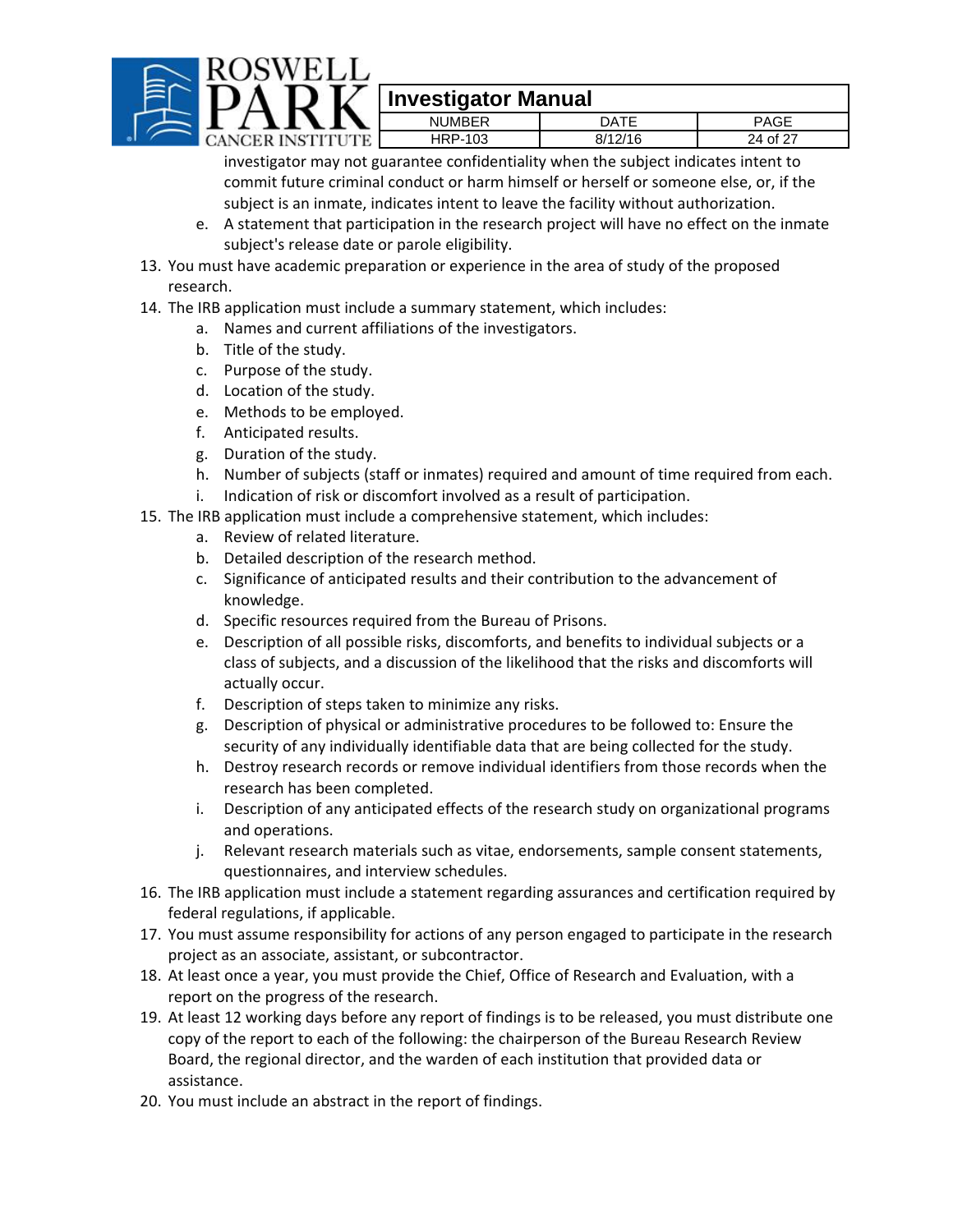investigator may not guarantee confidentiality when the subject indicates intent to commit future criminal conduct or harm himself or herself or someone else, or, if the subject is an inmate, indicates intent to leave the facility without authorization.

    e. A statement that participation in the research project will have no effect on the inmate subject's release date or parole eligibility.

13. You must have academic preparation or experience in the area of study of the proposed research.
14. The IRB application must include a summary statement, which includes:
    a. Names and current affiliations of the investigators.
    b. Title of the study.
    c. Purpose of the study.
    d. Location of the study.
    e. Methods to be employed.
    f. Anticipated results.
    g. Duration of the study.
    h. Number of subjects (staff or inmates) required and amount of time required from each.
    i. Indication of risk or discomfort involved as a result of participation.
15. The IRB application must include a comprehensive statement, which includes:
    a. Review of related literature.
    b. Detailed description of the research method.
    c. Significance of anticipated results and their contribution to the advancement of knowledge.
    d. Specific resources required from the Bureau of Prisons.
    e. Description of all possible risks, discomforts, and benefits to individual subjects or a class of subjects, and a discussion of the likelihood that the risks and discomforts will actually occur.
    f. Description of steps taken to minimize any risks.
    g. Description of physical or administrative procedures to be followed to: Ensure the security of any individually identifiable data that are being collected for the study.
    h. Destroy research records or remove individual identifiers from those records when the research has been completed.
    i. Description of any anticipated effects of the research study on organizational programs and operations.
    j. Relevant research materials such as vitae, endorsements, sample consent statements, questionnaires, and interview schedules.
16. The IRB application must include a statement regarding assurances and certification required by federal regulations, if applicable.
17. You must assume responsibility for actions of any person engaged to participate in the research project as an associate, assistant, or subcontractor.
18. At least once a year, you must provide the Chief, Office of Research and Evaluation, with a report on the progress of the research.
19. At least 12 working days before any report of findings is to be released, you must distribute one copy of the report to each of the following: the chairperson of the Bureau Research Review Board, the regional director, and the warden of each institution that provided data or assistance.
20. You must include an abstract in the report of findings.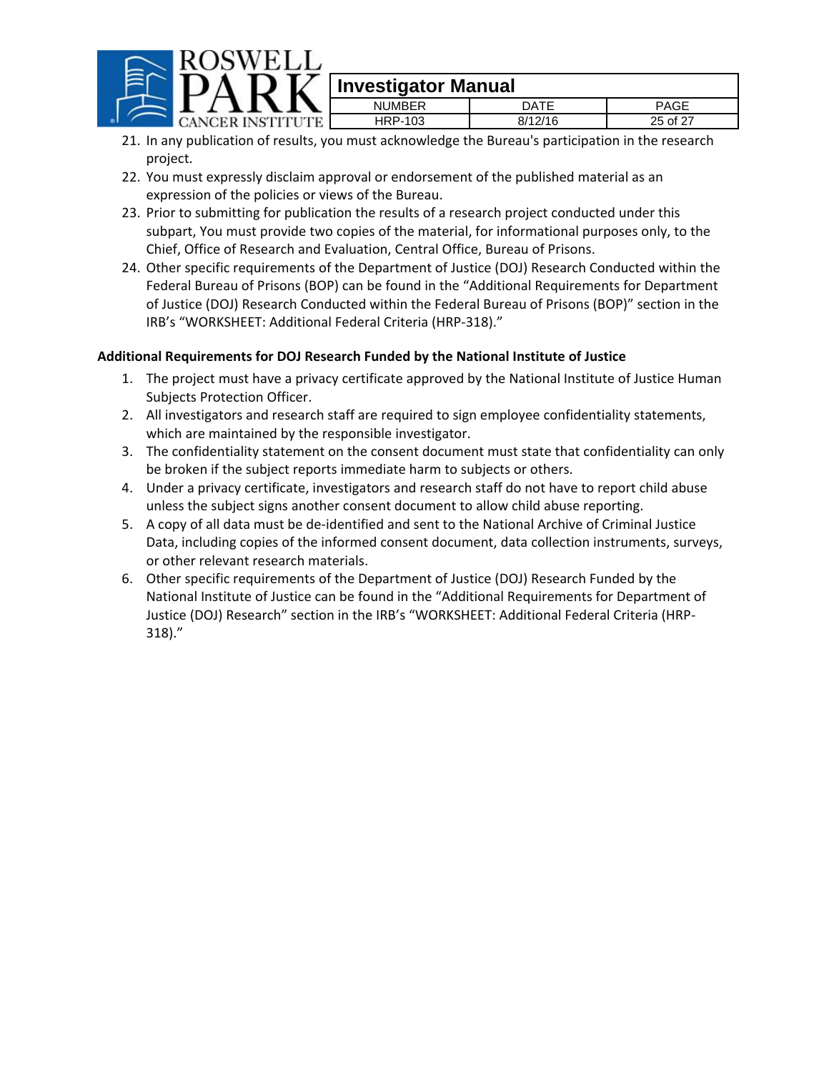21. In any publication of results, you must acknowledge the Bureau's participation in the research project.
22. You must expressly disclaim approval or endorsement of the published material as an expression of the policies or views of the Bureau.
23. Prior to submitting for publication the results of a research project conducted under this subpart, You must provide two copies of the material, for informational purposes only, to the Chief, Office of Research and Evaluation, Central Office, Bureau of Prisons.
24. Other specific requirements of the Department of Justice (DOJ) Research Conducted within the Federal Bureau of Prisons (BOP) can be found in the "Additional Requirements for Department of Justice (DOJ) Research Conducted within the Federal Bureau of Prisons (BOP)" section in the IRB's "WORKSHEET: Additional Federal Criteria (HRP-318)."

**Additional Requirements for DOJ Research Funded by the National Institute of Justice**

1. The project must have a privacy certificate approved by the National Institute of Justice Human Subjects Protection Officer.
2. All investigators and research staff are required to sign employee confidentiality statements, which are maintained by the responsible investigator.
3. The confidentiality statement on the consent document must state that confidentiality can only be broken if the subject reports immediate harm to subjects or others.
4. Under a privacy certificate, investigators and research staff do not have to report child abuse unless the subject signs another consent document to allow child abuse reporting.
5. A copy of all data must be de-identified and sent to the National Archive of Criminal Justice Data, including copies of the informed consent document, data collection instruments, surveys, or other relevant research materials.
6. Other specific requirements of the Department of Justice (DOJ) Research Funded by the National Institute of Justice can be found in the "Additional Requirements for Department of Justice (DOJ) Research" section in the IRB's "WORKSHEET: Additional Federal Criteria (HRP-318)."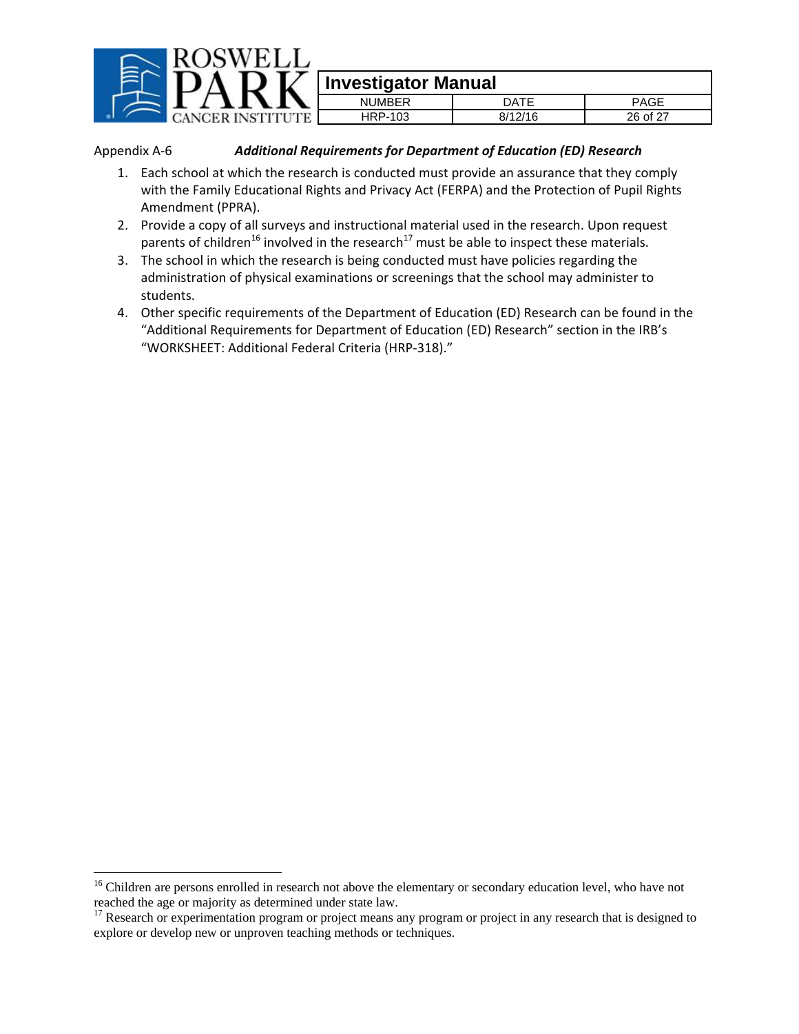## Appendix A-6 ***Additional Requirements for Department of Education (ED) Research***

1. Each school at which the research is conducted must provide an assurance that they comply with the Family Educational Rights and Privacy Act (FERPA) and the Protection of Pupil Rights Amendment (PPRA).
2. Provide a copy of all surveys and instructional material used in the research. Upon request parents of children[16] involved in the research[17] must be able to inspect these materials.
3. The school in which the research is being conducted must have policies regarding the administration of physical examinations or screenings that the school may administer to students.
4. Other specific requirements of the Department of Education (ED) Research can be found in the "Additional Requirements for Department of Education (ED) Research" section in the IRB's "WORKSHEET: Additional Federal Criteria (HRP-318)."

---

[16] Children are persons enrolled in research not above the elementary or secondary education level, who have not reached the age or majority as determined under state law.

[17] Research or experimentation program or project means any program or project in any research that is designed to explore or develop new or unproven teaching methods or techniques.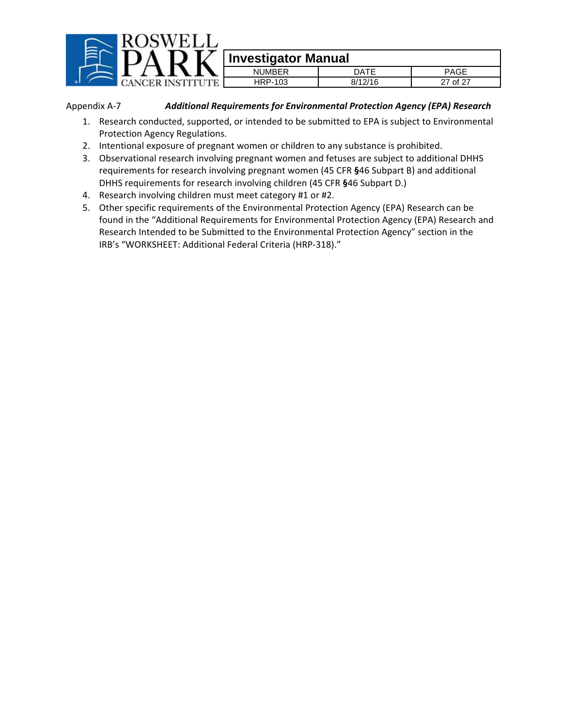## Appendix A-7 ***Additional Requirements for Environmental Protection Agency (EPA) Research***

1. Research conducted, supported, or intended to be submitted to EPA is subject to Environmental Protection Agency Regulations.
2. Intentional exposure of pregnant women or children to any substance is prohibited.
3. Observational research involving pregnant women and fetuses are subject to additional DHHS requirements for research involving pregnant women (45 CFR **§**46 Subpart B) and additional DHHS requirements for research involving children (45 CFR **§**46 Subpart D.)
4. Research involving children must meet category #1 or #2.
5. Other specific requirements of the Environmental Protection Agency (EPA) Research can be found in the "Additional Requirements for Environmental Protection Agency (EPA) Research and Research Intended to be Submitted to the Environmental Protection Agency" section in the IRB's "WORKSHEET: Additional Federal Criteria (HRP-318)."